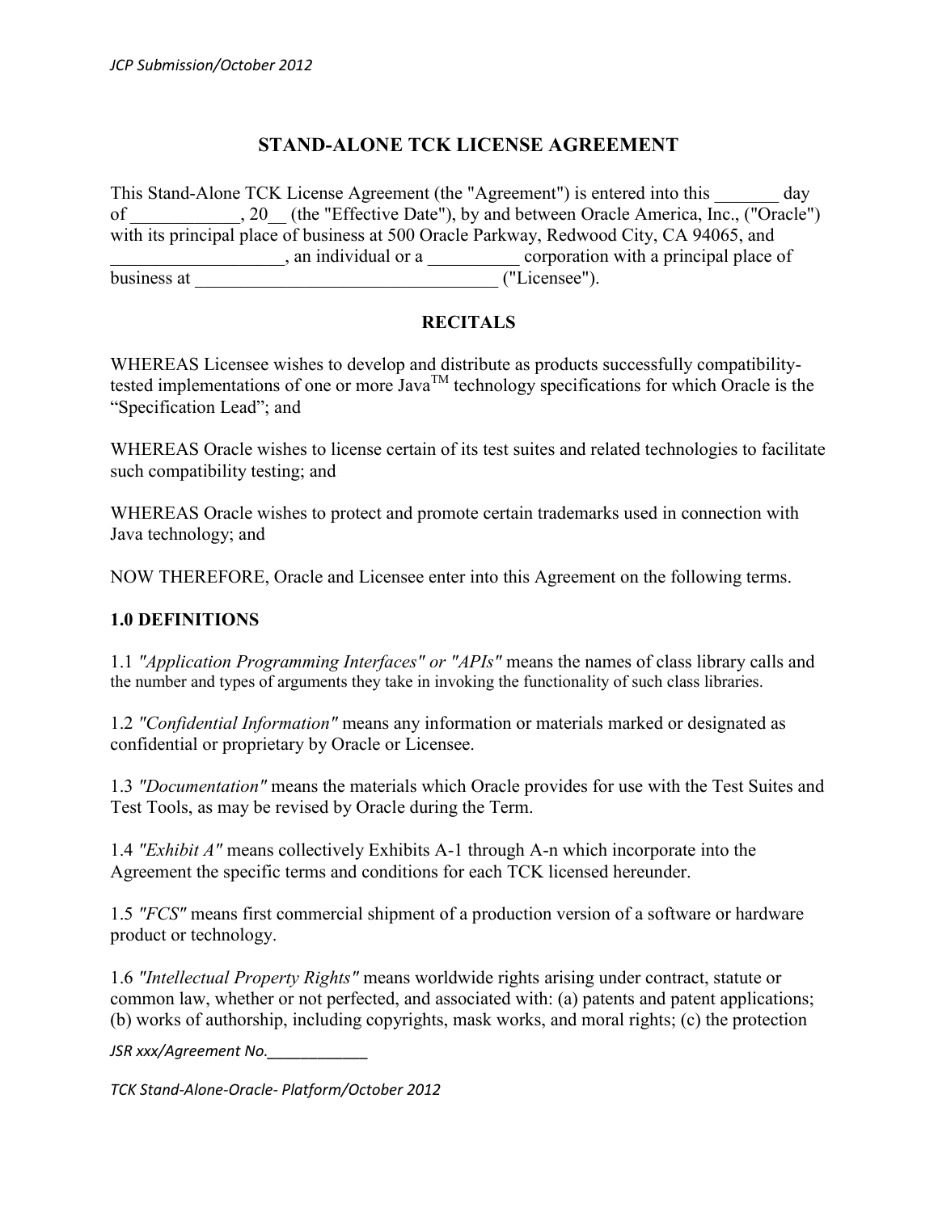# STAND-ALONE TCK LICENSE AGREEMENT

This Stand-Alone TCK License Agreement (the "Agreement") is entered into this _______ day of ____________, 20__ (the "Effective Date"), by and between Oracle America, Inc., ("Oracle") with its principal place of business at 500 Oracle Parkway, Redwood City, CA 94065, and ___________________, an individual or a __________ corporation with a principal place of business at _________________________________ ("Licensee").

## RECITALS

WHEREAS Licensee wishes to develop and distribute as products successfully compatibility-tested implementations of one or more Java™ technology specifications for which Oracle is the "Specification Lead"; and

WHEREAS Oracle wishes to license certain of its test suites and related technologies to facilitate such compatibility testing; and

WHEREAS Oracle wishes to protect and promote certain trademarks used in connection with Java technology; and

NOW THEREFORE, Oracle and Licensee enter into this Agreement on the following terms.

## 1.0 DEFINITIONS

1.1 *"Application Programming Interfaces" or "APIs"* means the names of class library calls and the number and types of arguments they take in invoking the functionality of such class libraries.

1.2 *"Confidential Information"* means any information or materials marked or designated as confidential or proprietary by Oracle or Licensee.

1.3 *"Documentation"* means the materials which Oracle provides for use with the Test Suites and Test Tools, as may be revised by Oracle during the Term.

1.4 *"Exhibit A"* means collectively Exhibits A-1 through A-n which incorporate into the Agreement the specific terms and conditions for each TCK licensed hereunder.

1.5 *"FCS"* means first commercial shipment of a production version of a software or hardware product or technology.

1.6 *"Intellectual Property Rights"* means worldwide rights arising under contract, statute or common law, whether or not perfected, and associated with: (a) patents and patent applications; (b) works of authorship, including copyrights, mask works, and moral rights; (c) the protection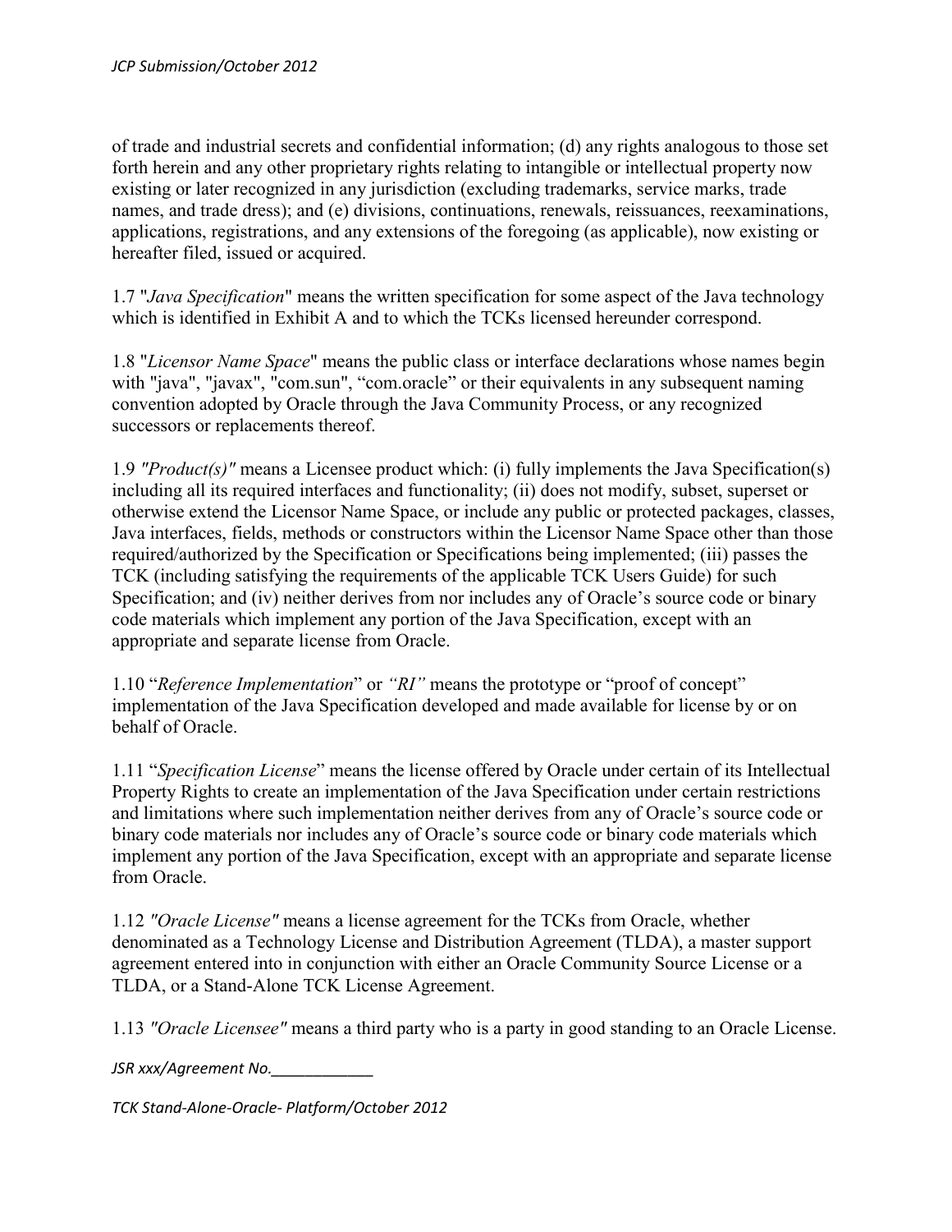of trade and industrial secrets and confidential information; (d) any rights analogous to those set forth herein and any other proprietary rights relating to intangible or intellectual property now existing or later recognized in any jurisdiction (excluding trademarks, service marks, trade names, and trade dress); and (e) divisions, continuations, renewals, reissuances, reexaminations, applications, registrations, and any extensions of the foregoing (as applicable), now existing or hereafter filed, issued or acquired.

1.7 "*Java Specification*" means the written specification for some aspect of the Java technology which is identified in Exhibit A and to which the TCKs licensed hereunder correspond.

1.8 "*Licensor Name Space*" means the public class or interface declarations whose names begin with "java", "javax", "com.sun", "com.oracle" or their equivalents in any subsequent naming convention adopted by Oracle through the Java Community Process, or any recognized successors or replacements thereof.

1.9 *"Product(s)"* means a Licensee product which: (i) fully implements the Java Specification(s) including all its required interfaces and functionality; (ii) does not modify, subset, superset or otherwise extend the Licensor Name Space, or include any public or protected packages, classes, Java interfaces, fields, methods or constructors within the Licensor Name Space other than those required/authorized by the Specification or Specifications being implemented; (iii) passes the TCK (including satisfying the requirements of the applicable TCK Users Guide) for such Specification; and (iv) neither derives from nor includes any of Oracle's source code or binary code materials which implement any portion of the Java Specification, except with an appropriate and separate license from Oracle.

1.10 "*Reference Implementation*" or *"RI"* means the prototype or "proof of concept" implementation of the Java Specification developed and made available for license by or on behalf of Oracle.

1.11 "*Specification License*" means the license offered by Oracle under certain of its Intellectual Property Rights to create an implementation of the Java Specification under certain restrictions and limitations where such implementation neither derives from any of Oracle's source code or binary code materials nor includes any of Oracle's source code or binary code materials which implement any portion of the Java Specification, except with an appropriate and separate license from Oracle.

1.12 *"Oracle License"* means a license agreement for the TCKs from Oracle, whether denominated as a Technology License and Distribution Agreement (TLDA), a master support agreement entered into in conjunction with either an Oracle Community Source License or a TLDA, or a Stand-Alone TCK License Agreement.

1.13 *"Oracle Licensee"* means a third party who is a party in good standing to an Oracle License.

*JSR xxx/Agreement No.____________*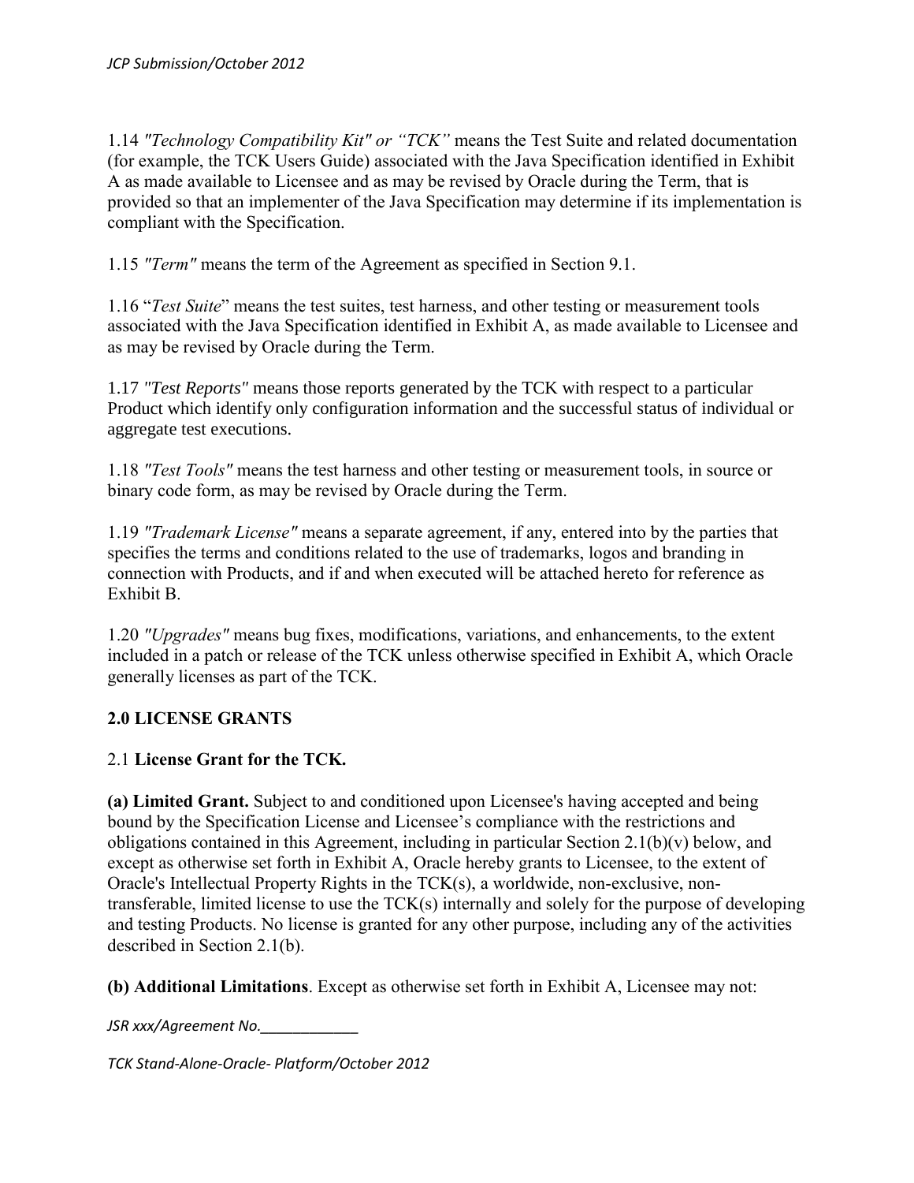1.14 *"Technology Compatibility Kit" or "TCK"* means the Test Suite and related documentation (for example, the TCK Users Guide) associated with the Java Specification identified in Exhibit A as made available to Licensee and as may be revised by Oracle during the Term, that is provided so that an implementer of the Java Specification may determine if its implementation is compliant with the Specification.

1.15 *"Term"* means the term of the Agreement as specified in Section 9.1.

1.16 "*Test Suite*" means the test suites, test harness, and other testing or measurement tools associated with the Java Specification identified in Exhibit A, as made available to Licensee and as may be revised by Oracle during the Term.

1.17 *"Test Reports"* means those reports generated by the TCK with respect to a particular Product which identify only configuration information and the successful status of individual or aggregate test executions.

1.18 *"Test Tools"* means the test harness and other testing or measurement tools, in source or binary code form, as may be revised by Oracle during the Term.

1.19 *"Trademark License"* means a separate agreement, if any, entered into by the parties that specifies the terms and conditions related to the use of trademarks, logos and branding in connection with Products, and if and when executed will be attached hereto for reference as Exhibit B.

1.20 *"Upgrades"* means bug fixes, modifications, variations, and enhancements, to the extent included in a patch or release of the TCK unless otherwise specified in Exhibit A, which Oracle generally licenses as part of the TCK.

## 2.0 LICENSE GRANTS

### 2.1 **License Grant for the TCK.**

**(a) Limited Grant.** Subject to and conditioned upon Licensee's having accepted and being bound by the Specification License and Licensee's compliance with the restrictions and obligations contained in this Agreement, including in particular Section 2.1(b)(v) below, and except as otherwise set forth in Exhibit A, Oracle hereby grants to Licensee, to the extent of Oracle's Intellectual Property Rights in the TCK(s), a worldwide, non-exclusive, non-transferable, limited license to use the TCK(s) internally and solely for the purpose of developing and testing Products. No license is granted for any other purpose, including any of the activities described in Section 2.1(b).

**(b) Additional Limitations**. Except as otherwise set forth in Exhibit A, Licensee may not: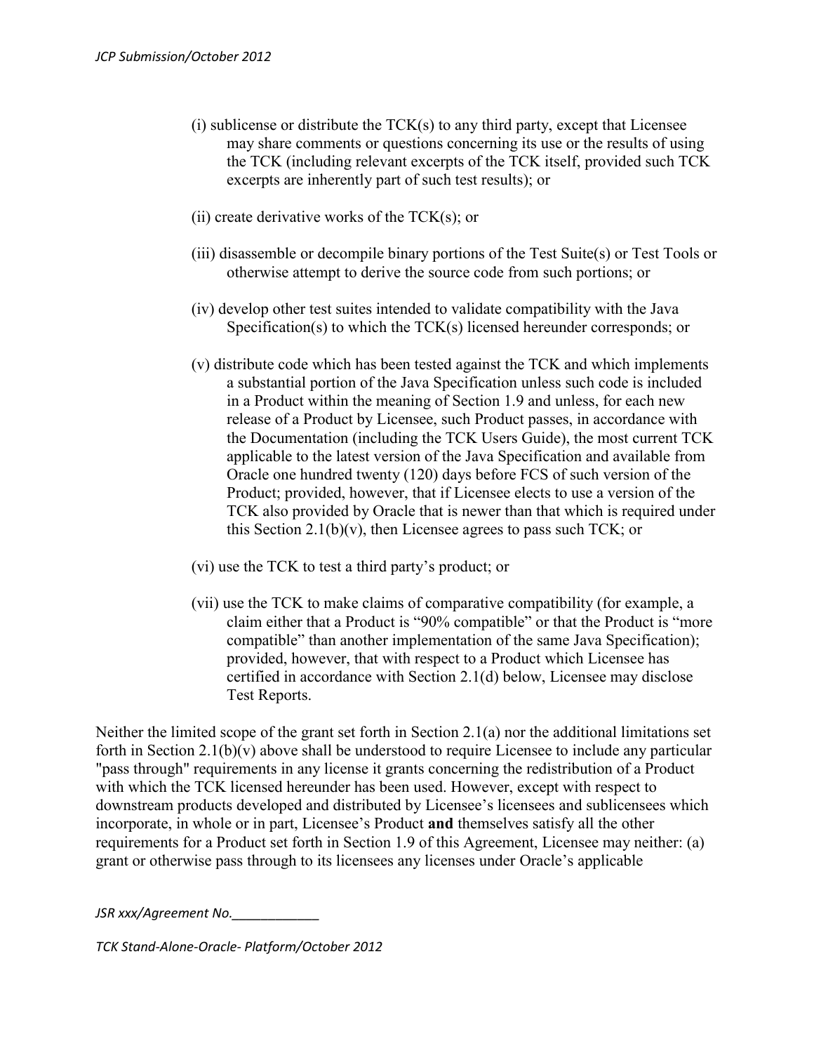(i) sublicense or distribute the TCK(s) to any third party, except that Licensee may share comments or questions concerning its use or the results of using the TCK (including relevant excerpts of the TCK itself, provided such TCK excerpts are inherently part of such test results); or

(ii) create derivative works of the TCK(s); or

(iii) disassemble or decompile binary portions of the Test Suite(s) or Test Tools or otherwise attempt to derive the source code from such portions; or

(iv) develop other test suites intended to validate compatibility with the Java Specification(s) to which the TCK(s) licensed hereunder corresponds; or

(v) distribute code which has been tested against the TCK and which implements a substantial portion of the Java Specification unless such code is included in a Product within the meaning of Section 1.9 and unless, for each new release of a Product by Licensee, such Product passes, in accordance with the Documentation (including the TCK Users Guide), the most current TCK applicable to the latest version of the Java Specification and available from Oracle one hundred twenty (120) days before FCS of such version of the Product; provided, however, that if Licensee elects to use a version of the TCK also provided by Oracle that is newer than that which is required under this Section 2.1(b)(v), then Licensee agrees to pass such TCK; or

(vi) use the TCK to test a third party's product; or

(vii) use the TCK to make claims of comparative compatibility (for example, a claim either that a Product is "90% compatible" or that the Product is "more compatible" than another implementation of the same Java Specification); provided, however, that with respect to a Product which Licensee has certified in accordance with Section 2.1(d) below, Licensee may disclose Test Reports.

Neither the limited scope of the grant set forth in Section 2.1(a) nor the additional limitations set forth in Section 2.1(b)(v) above shall be understood to require Licensee to include any particular "pass through" requirements in any license it grants concerning the redistribution of a Product with which the TCK licensed hereunder has been used. However, except with respect to downstream products developed and distributed by Licensee's licensees and sublicensees which incorporate, in whole or in part, Licensee's Product **and** themselves satisfy all the other requirements for a Product set forth in Section 1.9 of this Agreement, Licensee may neither: (a) grant or otherwise pass through to its licensees any licenses under Oracle's applicable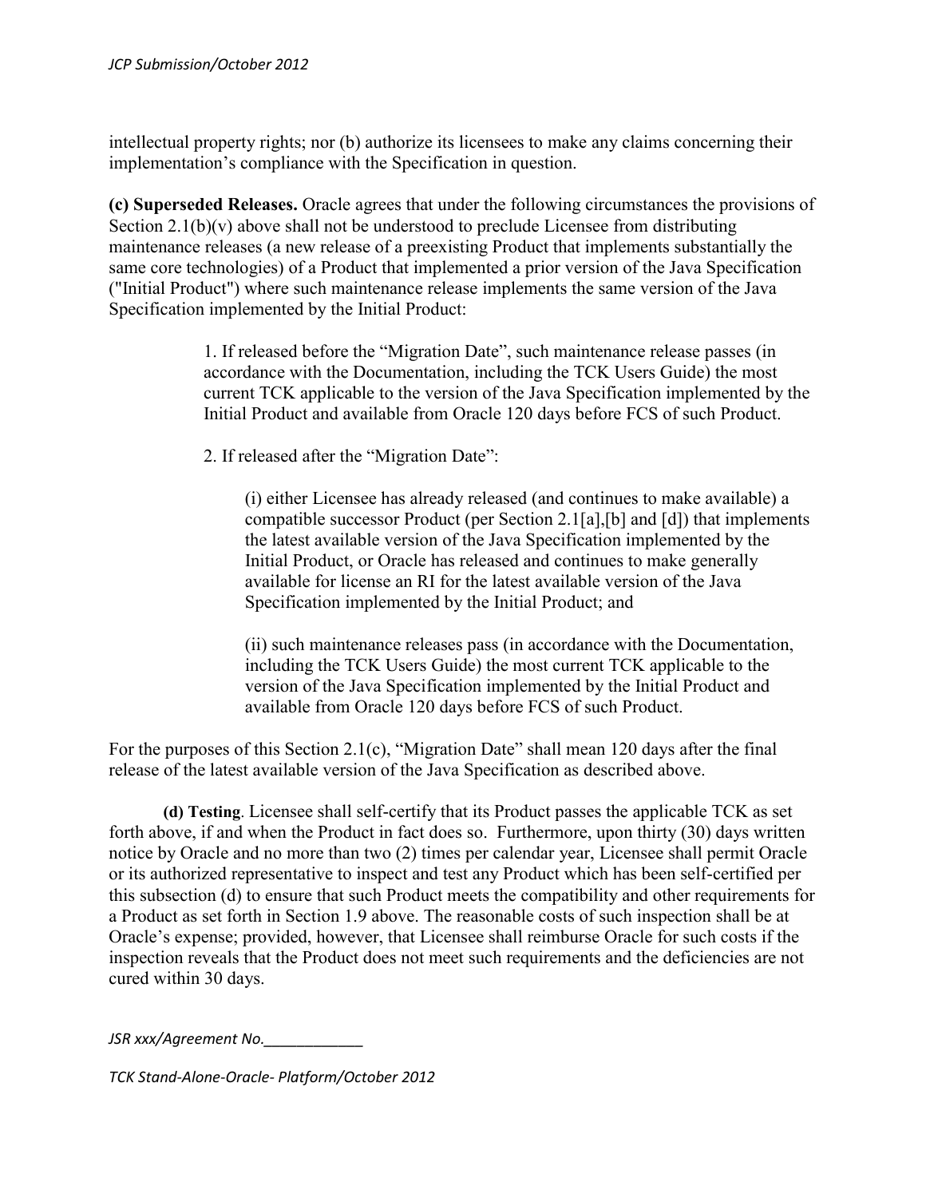intellectual property rights; nor (b) authorize its licensees to make any claims concerning their implementation's compliance with the Specification in question.

**(c) Superseded Releases.** Oracle agrees that under the following circumstances the provisions of Section 2.1(b)(v) above shall not be understood to preclude Licensee from distributing maintenance releases (a new release of a preexisting Product that implements substantially the same core technologies) of a Product that implemented a prior version of the Java Specification ("Initial Product") where such maintenance release implements the same version of the Java Specification implemented by the Initial Product:

> 1. If released before the "Migration Date", such maintenance release passes (in accordance with the Documentation, including the TCK Users Guide) the most current TCK applicable to the version of the Java Specification implemented by the Initial Product and available from Oracle 120 days before FCS of such Product.
>
> 2. If released after the "Migration Date":
>
> > (i) either Licensee has already released (and continues to make available) a compatible successor Product (per Section 2.1[a],[b] and [d]) that implements the latest available version of the Java Specification implemented by the Initial Product, or Oracle has released and continues to make generally available for license an RI for the latest available version of the Java Specification implemented by the Initial Product; and
> >
> > (ii) such maintenance releases pass (in accordance with the Documentation, including the TCK Users Guide) the most current TCK applicable to the version of the Java Specification implemented by the Initial Product and available from Oracle 120 days before FCS of such Product.

For the purposes of this Section 2.1(c), "Migration Date" shall mean 120 days after the final release of the latest available version of the Java Specification as described above.

**(d) Testing**. Licensee shall self-certify that its Product passes the applicable TCK as set forth above, if and when the Product in fact does so. Furthermore, upon thirty (30) days written notice by Oracle and no more than two (2) times per calendar year, Licensee shall permit Oracle or its authorized representative to inspect and test any Product which has been self-certified per this subsection (d) to ensure that such Product meets the compatibility and other requirements for a Product as set forth in Section 1.9 above. The reasonable costs of such inspection shall be at Oracle's expense; provided, however, that Licensee shall reimburse Oracle for such costs if the inspection reveals that the Product does not meet such requirements and the deficiencies are not cured within 30 days.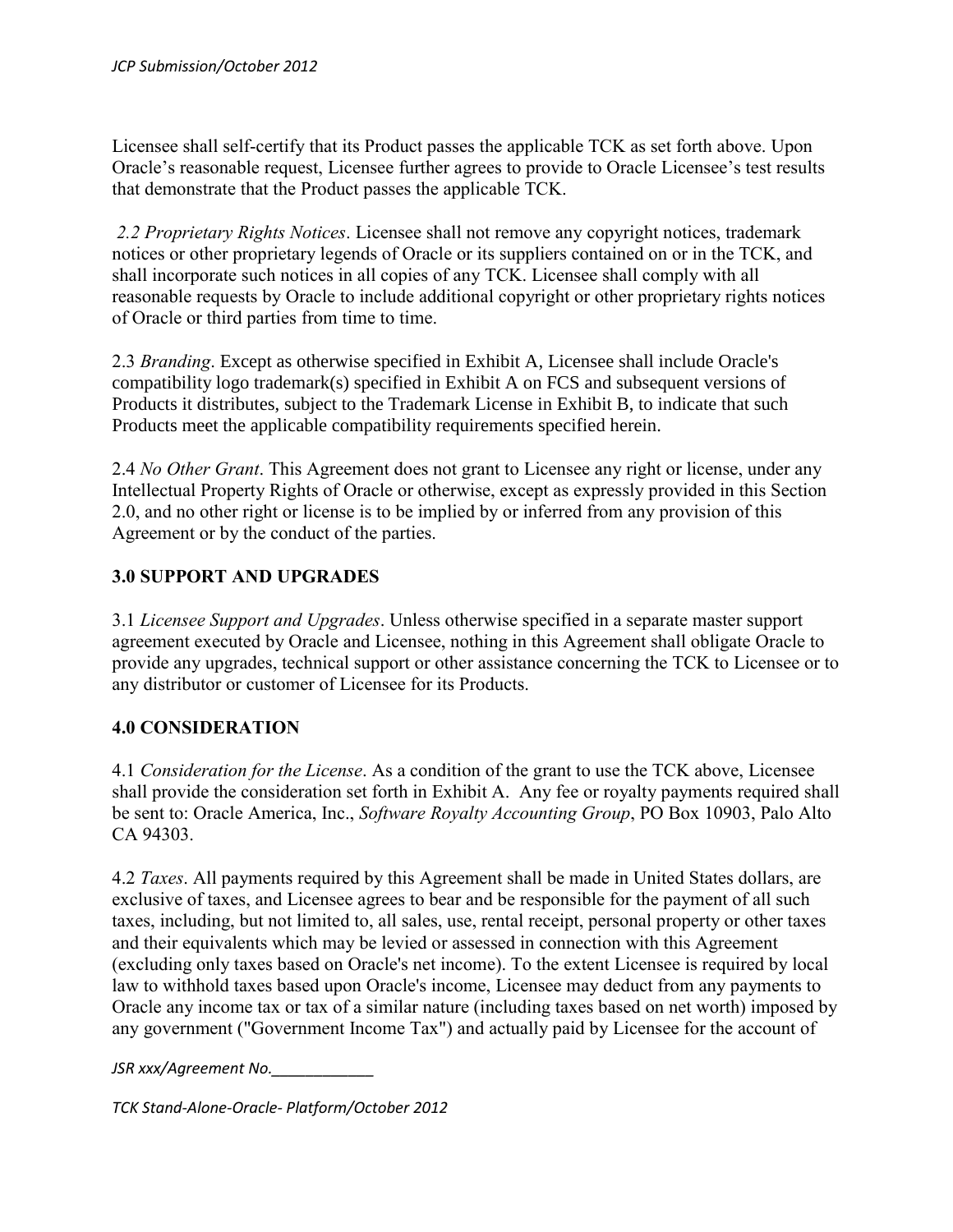Licensee shall self-certify that its Product passes the applicable TCK as set forth above. Upon Oracle's reasonable request, Licensee further agrees to provide to Oracle Licensee's test results that demonstrate that the Product passes the applicable TCK.

*2.2 Proprietary Rights Notices*. Licensee shall not remove any copyright notices, trademark notices or other proprietary legends of Oracle or its suppliers contained on or in the TCK, and shall incorporate such notices in all copies of any TCK. Licensee shall comply with all reasonable requests by Oracle to include additional copyright or other proprietary rights notices of Oracle or third parties from time to time.

2.3 *Branding*. Except as otherwise specified in Exhibit A, Licensee shall include Oracle's compatibility logo trademark(s) specified in Exhibit A on FCS and subsequent versions of Products it distributes, subject to the Trademark License in Exhibit B, to indicate that such Products meet the applicable compatibility requirements specified herein.

2.4 *No Other Grant*. This Agreement does not grant to Licensee any right or license, under any Intellectual Property Rights of Oracle or otherwise, except as expressly provided in this Section 2.0, and no other right or license is to be implied by or inferred from any provision of this Agreement or by the conduct of the parties.

## 3.0 SUPPORT AND UPGRADES

3.1 *Licensee Support and Upgrades*. Unless otherwise specified in a separate master support agreement executed by Oracle and Licensee, nothing in this Agreement shall obligate Oracle to provide any upgrades, technical support or other assistance concerning the TCK to Licensee or to any distributor or customer of Licensee for its Products.

## 4.0 CONSIDERATION

4.1 *Consideration for the License*. As a condition of the grant to use the TCK above, Licensee shall provide the consideration set forth in Exhibit A. Any fee or royalty payments required shall be sent to: Oracle America, Inc., *Software Royalty Accounting Group*, PO Box 10903, Palo Alto CA 94303.

4.2 *Taxes*. All payments required by this Agreement shall be made in United States dollars, are exclusive of taxes, and Licensee agrees to bear and be responsible for the payment of all such taxes, including, but not limited to, all sales, use, rental receipt, personal property or other taxes and their equivalents which may be levied or assessed in connection with this Agreement (excluding only taxes based on Oracle's net income). To the extent Licensee is required by local law to withhold taxes based upon Oracle's income, Licensee may deduct from any payments to Oracle any income tax or tax of a similar nature (including taxes based on net worth) imposed by any government ("Government Income Tax") and actually paid by Licensee for the account of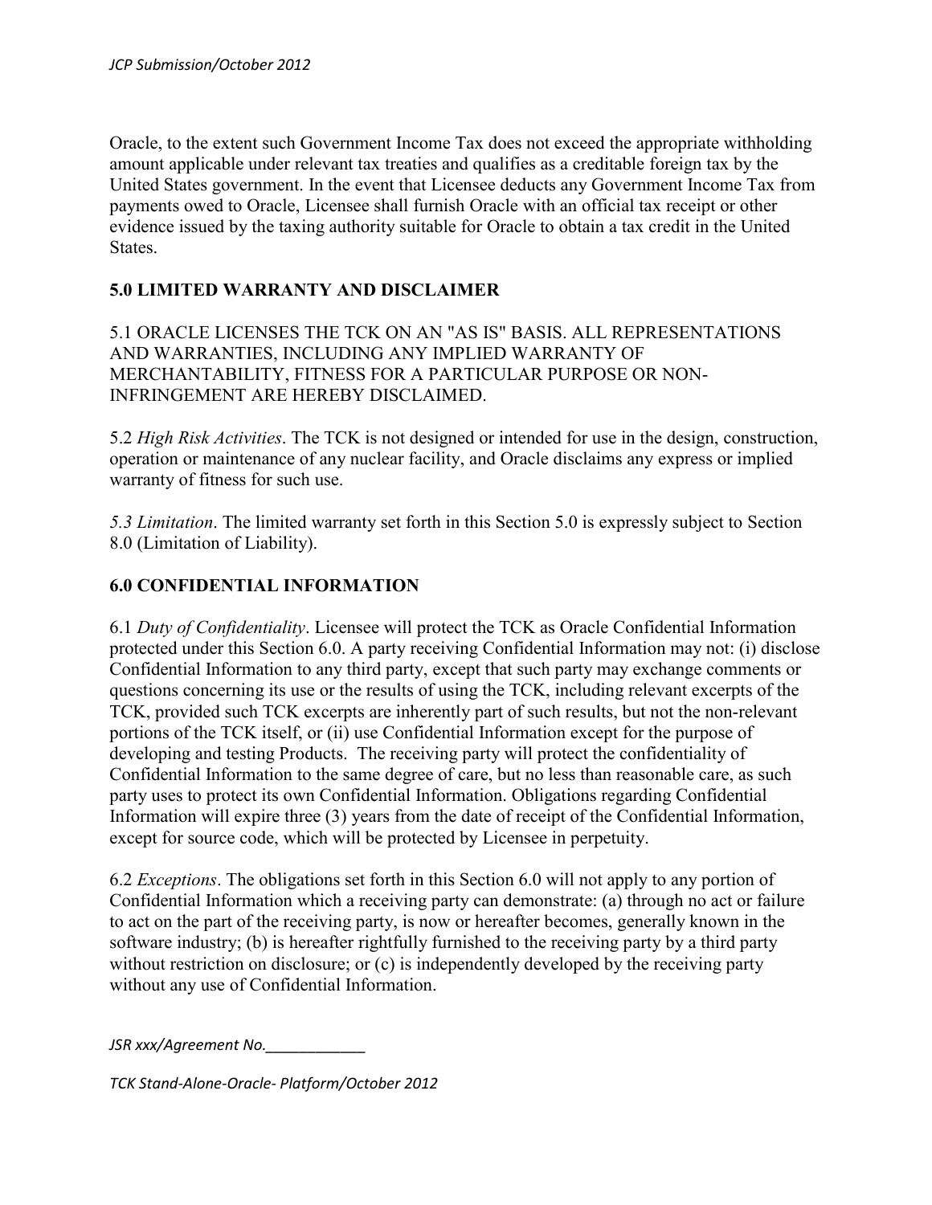Oracle, to the extent such Government Income Tax does not exceed the appropriate withholding amount applicable under relevant tax treaties and qualifies as a creditable foreign tax by the United States government. In the event that Licensee deducts any Government Income Tax from payments owed to Oracle, Licensee shall furnish Oracle with an official tax receipt or other evidence issued by the taxing authority suitable for Oracle to obtain a tax credit in the United States.

## 5.0 LIMITED WARRANTY AND DISCLAIMER

5.1 ORACLE LICENSES THE TCK ON AN "AS IS" BASIS. ALL REPRESENTATIONS AND WARRANTIES, INCLUDING ANY IMPLIED WARRANTY OF MERCHANTABILITY, FITNESS FOR A PARTICULAR PURPOSE OR NON-INFRINGEMENT ARE HEREBY DISCLAIMED.

5.2 *High Risk Activities*. The TCK is not designed or intended for use in the design, construction, operation or maintenance of any nuclear facility, and Oracle disclaims any express or implied warranty of fitness for such use.

*5.3 Limitation*. The limited warranty set forth in this Section 5.0 is expressly subject to Section 8.0 (Limitation of Liability).

## 6.0 CONFIDENTIAL INFORMATION

6.1 *Duty of Confidentiality*. Licensee will protect the TCK as Oracle Confidential Information protected under this Section 6.0. A party receiving Confidential Information may not: (i) disclose Confidential Information to any third party, except that such party may exchange comments or questions concerning its use or the results of using the TCK, including relevant excerpts of the TCK, provided such TCK excerpts are inherently part of such results, but not the non-relevant portions of the TCK itself, or (ii) use Confidential Information except for the purpose of developing and testing Products. The receiving party will protect the confidentiality of Confidential Information to the same degree of care, but no less than reasonable care, as such party uses to protect its own Confidential Information. Obligations regarding Confidential Information will expire three (3) years from the date of receipt of the Confidential Information, except for source code, which will be protected by Licensee in perpetuity.

6.2 *Exceptions*. The obligations set forth in this Section 6.0 will not apply to any portion of Confidential Information which a receiving party can demonstrate: (a) through no act or failure to act on the part of the receiving party, is now or hereafter becomes, generally known in the software industry; (b) is hereafter rightfully furnished to the receiving party by a third party without restriction on disclosure; or (c) is independently developed by the receiving party without any use of Confidential Information.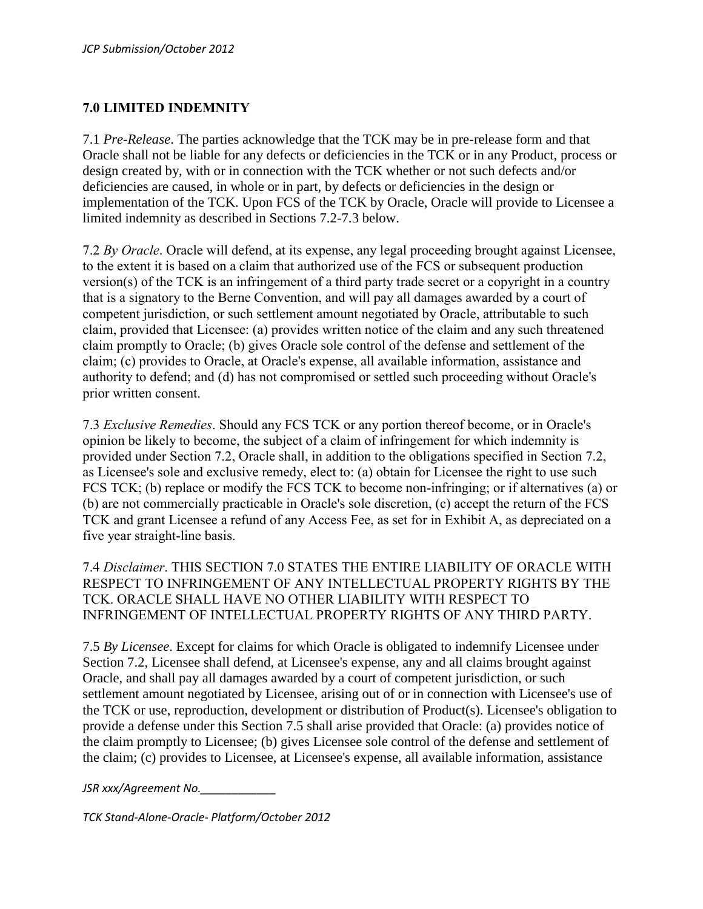## 7.0 LIMITED INDEMNITY

7.1 *Pre-Release*. The parties acknowledge that the TCK may be in pre-release form and that Oracle shall not be liable for any defects or deficiencies in the TCK or in any Product, process or design created by, with or in connection with the TCK whether or not such defects and/or deficiencies are caused, in whole or in part, by defects or deficiencies in the design or implementation of the TCK. Upon FCS of the TCK by Oracle, Oracle will provide to Licensee a limited indemnity as described in Sections 7.2-7.3 below.

7.2 *By Oracle*. Oracle will defend, at its expense, any legal proceeding brought against Licensee, to the extent it is based on a claim that authorized use of the FCS or subsequent production version(s) of the TCK is an infringement of a third party trade secret or a copyright in a country that is a signatory to the Berne Convention, and will pay all damages awarded by a court of competent jurisdiction, or such settlement amount negotiated by Oracle, attributable to such claim, provided that Licensee: (a) provides written notice of the claim and any such threatened claim promptly to Oracle; (b) gives Oracle sole control of the defense and settlement of the claim; (c) provides to Oracle, at Oracle's expense, all available information, assistance and authority to defend; and (d) has not compromised or settled such proceeding without Oracle's prior written consent.

7.3 *Exclusive Remedies*. Should any FCS TCK or any portion thereof become, or in Oracle's opinion be likely to become, the subject of a claim of infringement for which indemnity is provided under Section 7.2, Oracle shall, in addition to the obligations specified in Section 7.2, as Licensee's sole and exclusive remedy, elect to: (a) obtain for Licensee the right to use such FCS TCK; (b) replace or modify the FCS TCK to become non-infringing; or if alternatives (a) or (b) are not commercially practicable in Oracle's sole discretion, (c) accept the return of the FCS TCK and grant Licensee a refund of any Access Fee, as set for in Exhibit A, as depreciated on a five year straight-line basis.

7.4 *Disclaimer*. THIS SECTION 7.0 STATES THE ENTIRE LIABILITY OF ORACLE WITH RESPECT TO INFRINGEMENT OF ANY INTELLECTUAL PROPERTY RIGHTS BY THE TCK. ORACLE SHALL HAVE NO OTHER LIABILITY WITH RESPECT TO INFRINGEMENT OF INTELLECTUAL PROPERTY RIGHTS OF ANY THIRD PARTY.

7.5 *By Licensee*. Except for claims for which Oracle is obligated to indemnify Licensee under Section 7.2, Licensee shall defend, at Licensee's expense, any and all claims brought against Oracle, and shall pay all damages awarded by a court of competent jurisdiction, or such settlement amount negotiated by Licensee, arising out of or in connection with Licensee's use of the TCK or use, reproduction, development or distribution of Product(s). Licensee's obligation to provide a defense under this Section 7.5 shall arise provided that Oracle: (a) provides notice of the claim promptly to Licensee; (b) gives Licensee sole control of the defense and settlement of the claim; (c) provides to Licensee, at Licensee's expense, all available information, assistance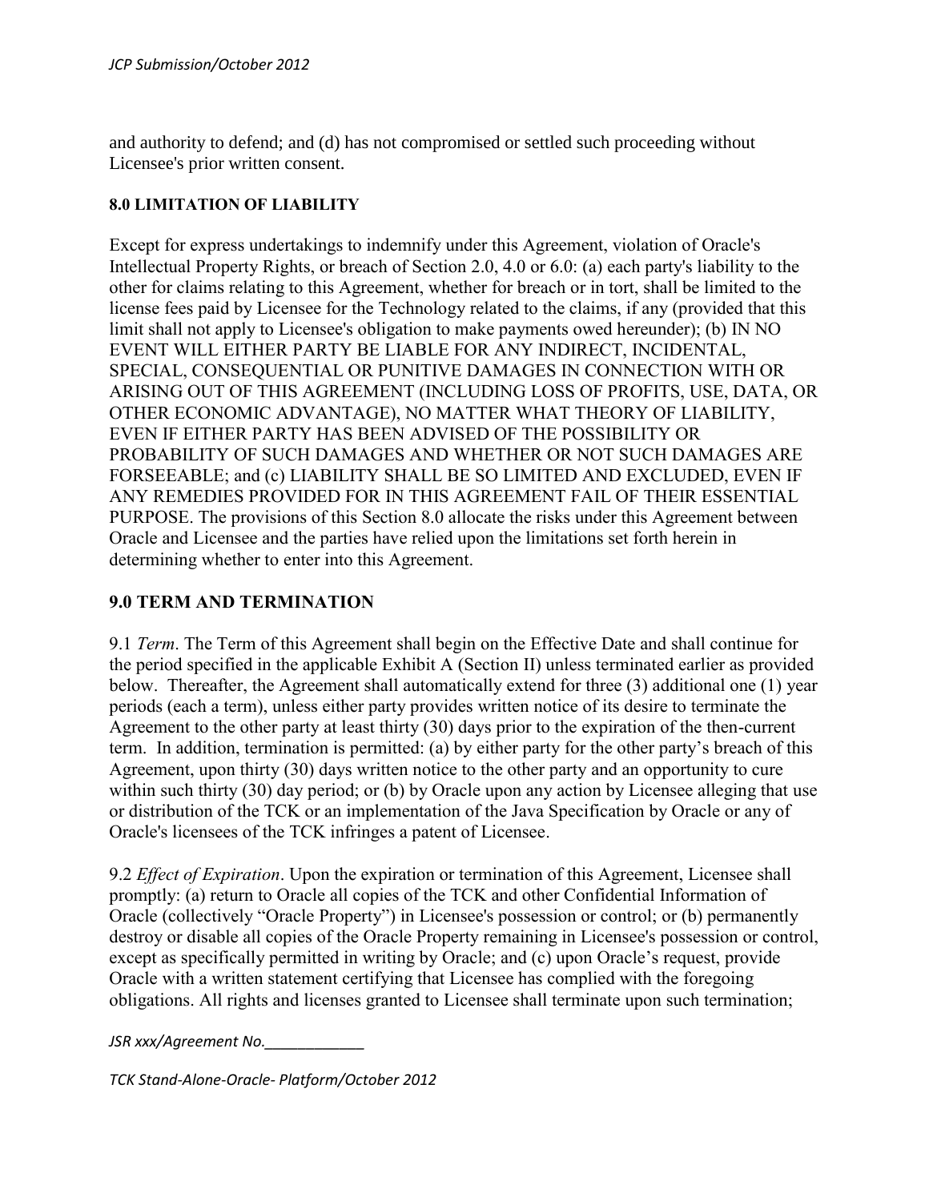and authority to defend; and (d) has not compromised or settled such proceeding without Licensee's prior written consent.

**8.0 LIMITATION OF LIABILITY**

Except for express undertakings to indemnify under this Agreement, violation of Oracle's Intellectual Property Rights, or breach of Section 2.0, 4.0 or 6.0: (a) each party's liability to the other for claims relating to this Agreement, whether for breach or in tort, shall be limited to the license fees paid by Licensee for the Technology related to the claims, if any (provided that this limit shall not apply to Licensee's obligation to make payments owed hereunder); (b) IN NO EVENT WILL EITHER PARTY BE LIABLE FOR ANY INDIRECT, INCIDENTAL, SPECIAL, CONSEQUENTIAL OR PUNITIVE DAMAGES IN CONNECTION WITH OR ARISING OUT OF THIS AGREEMENT (INCLUDING LOSS OF PROFITS, USE, DATA, OR OTHER ECONOMIC ADVANTAGE), NO MATTER WHAT THEORY OF LIABILITY, EVEN IF EITHER PARTY HAS BEEN ADVISED OF THE POSSIBILITY OR PROBABILITY OF SUCH DAMAGES AND WHETHER OR NOT SUCH DAMAGES ARE FORSEEABLE; and (c) LIABILITY SHALL BE SO LIMITED AND EXCLUDED, EVEN IF ANY REMEDIES PROVIDED FOR IN THIS AGREEMENT FAIL OF THEIR ESSENTIAL PURPOSE. The provisions of this Section 8.0 allocate the risks under this Agreement between Oracle and Licensee and the parties have relied upon the limitations set forth herein in determining whether to enter into this Agreement.

## 9.0 TERM AND TERMINATION

9.1 *Term*. The Term of this Agreement shall begin on the Effective Date and shall continue for the period specified in the applicable Exhibit A (Section II) unless terminated earlier as provided below. Thereafter, the Agreement shall automatically extend for three (3) additional one (1) year periods (each a term), unless either party provides written notice of its desire to terminate the Agreement to the other party at least thirty (30) days prior to the expiration of the then-current term. In addition, termination is permitted: (a) by either party for the other party's breach of this Agreement, upon thirty (30) days written notice to the other party and an opportunity to cure within such thirty (30) day period; or (b) by Oracle upon any action by Licensee alleging that use or distribution of the TCK or an implementation of the Java Specification by Oracle or any of Oracle's licensees of the TCK infringes a patent of Licensee.

9.2 *Effect of Expiration*. Upon the expiration or termination of this Agreement, Licensee shall promptly: (a) return to Oracle all copies of the TCK and other Confidential Information of Oracle (collectively "Oracle Property") in Licensee's possession or control; or (b) permanently destroy or disable all copies of the Oracle Property remaining in Licensee's possession or control, except as specifically permitted in writing by Oracle; and (c) upon Oracle's request, provide Oracle with a written statement certifying that Licensee has complied with the foregoing obligations. All rights and licenses granted to Licensee shall terminate upon such termination;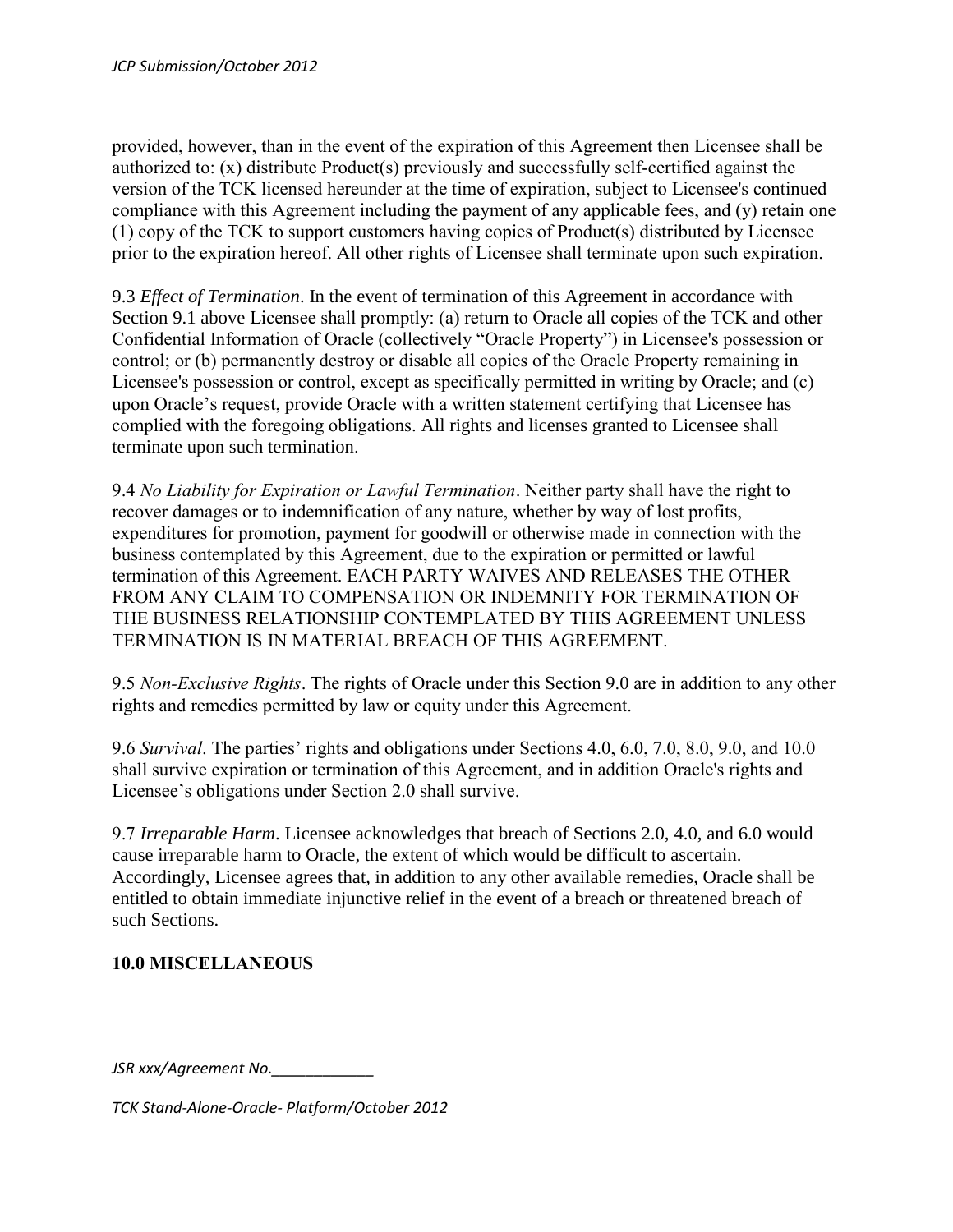provided, however, than in the event of the expiration of this Agreement then Licensee shall be authorized to: (x) distribute Product(s) previously and successfully self-certified against the version of the TCK licensed hereunder at the time of expiration, subject to Licensee's continued compliance with this Agreement including the payment of any applicable fees, and (y) retain one (1) copy of the TCK to support customers having copies of Product(s) distributed by Licensee prior to the expiration hereof. All other rights of Licensee shall terminate upon such expiration.

9.3 *Effect of Termination*. In the event of termination of this Agreement in accordance with Section 9.1 above Licensee shall promptly: (a) return to Oracle all copies of the TCK and other Confidential Information of Oracle (collectively "Oracle Property") in Licensee's possession or control; or (b) permanently destroy or disable all copies of the Oracle Property remaining in Licensee's possession or control, except as specifically permitted in writing by Oracle; and (c) upon Oracle's request, provide Oracle with a written statement certifying that Licensee has complied with the foregoing obligations. All rights and licenses granted to Licensee shall terminate upon such termination.

9.4 *No Liability for Expiration or Lawful Termination*. Neither party shall have the right to recover damages or to indemnification of any nature, whether by way of lost profits, expenditures for promotion, payment for goodwill or otherwise made in connection with the business contemplated by this Agreement, due to the expiration or permitted or lawful termination of this Agreement. EACH PARTY WAIVES AND RELEASES THE OTHER FROM ANY CLAIM TO COMPENSATION OR INDEMNITY FOR TERMINATION OF THE BUSINESS RELATIONSHIP CONTEMPLATED BY THIS AGREEMENT UNLESS TERMINATION IS IN MATERIAL BREACH OF THIS AGREEMENT.

9.5 *Non-Exclusive Rights*. The rights of Oracle under this Section 9.0 are in addition to any other rights and remedies permitted by law or equity under this Agreement.

9.6 *Survival*. The parties' rights and obligations under Sections 4.0, 6.0, 7.0, 8.0, 9.0, and 10.0 shall survive expiration or termination of this Agreement, and in addition Oracle's rights and Licensee's obligations under Section 2.0 shall survive.

9.7 *Irreparable Harm*. Licensee acknowledges that breach of Sections 2.0, 4.0, and 6.0 would cause irreparable harm to Oracle, the extent of which would be difficult to ascertain. Accordingly, Licensee agrees that, in addition to any other available remedies, Oracle shall be entitled to obtain immediate injunctive relief in the event of a breach or threatened breach of such Sections.

## 10.0 MISCELLANEOUS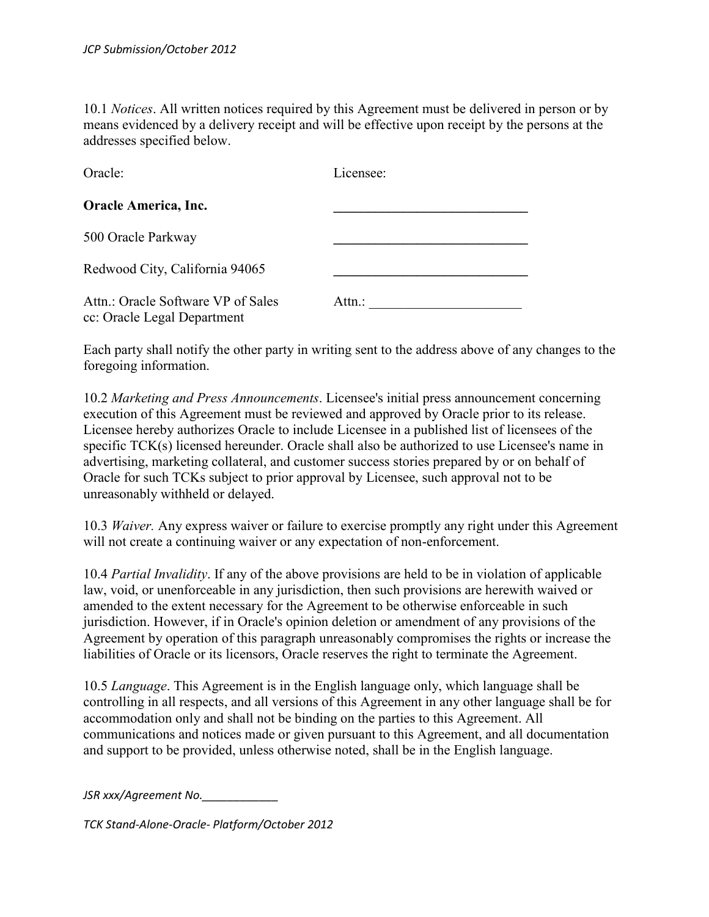10.1 *Notices*. All written notices required by this Agreement must be delivered in person or by means evidenced by a delivery receipt and will be effective upon receipt by the persons at the addresses specified below.

| Oracle: | Licensee: |
|---|---|
| **Oracle America, Inc.** | ____________________________ |
| 500 Oracle Parkway | ____________________________ |
| Redwood City, California 94065 | ____________________________ |
| Attn.: Oracle Software VP of Sales<br>cc: Oracle Legal Department | Attn.: ______________________ |

Each party shall notify the other party in writing sent to the address above of any changes to the foregoing information.

10.2 *Marketing and Press Announcements*. Licensee's initial press announcement concerning execution of this Agreement must be reviewed and approved by Oracle prior to its release. Licensee hereby authorizes Oracle to include Licensee in a published list of licensees of the specific TCK(s) licensed hereunder. Oracle shall also be authorized to use Licensee's name in advertising, marketing collateral, and customer success stories prepared by or on behalf of Oracle for such TCKs subject to prior approval by Licensee, such approval not to be unreasonably withheld or delayed.

10.3 *Waiver.* Any express waiver or failure to exercise promptly any right under this Agreement will not create a continuing waiver or any expectation of non-enforcement.

10.4 *Partial Invalidity*. If any of the above provisions are held to be in violation of applicable law, void, or unenforceable in any jurisdiction, then such provisions are herewith waived or amended to the extent necessary for the Agreement to be otherwise enforceable in such jurisdiction. However, if in Oracle's opinion deletion or amendment of any provisions of the Agreement by operation of this paragraph unreasonably compromises the rights or increase the liabilities of Oracle or its licensors, Oracle reserves the right to terminate the Agreement.

10.5 *Language*. This Agreement is in the English language only, which language shall be controlling in all respects, and all versions of this Agreement in any other language shall be for accommodation only and shall not be binding on the parties to this Agreement. All communications and notices made or given pursuant to this Agreement, and all documentation and support to be provided, unless otherwise noted, shall be in the English language.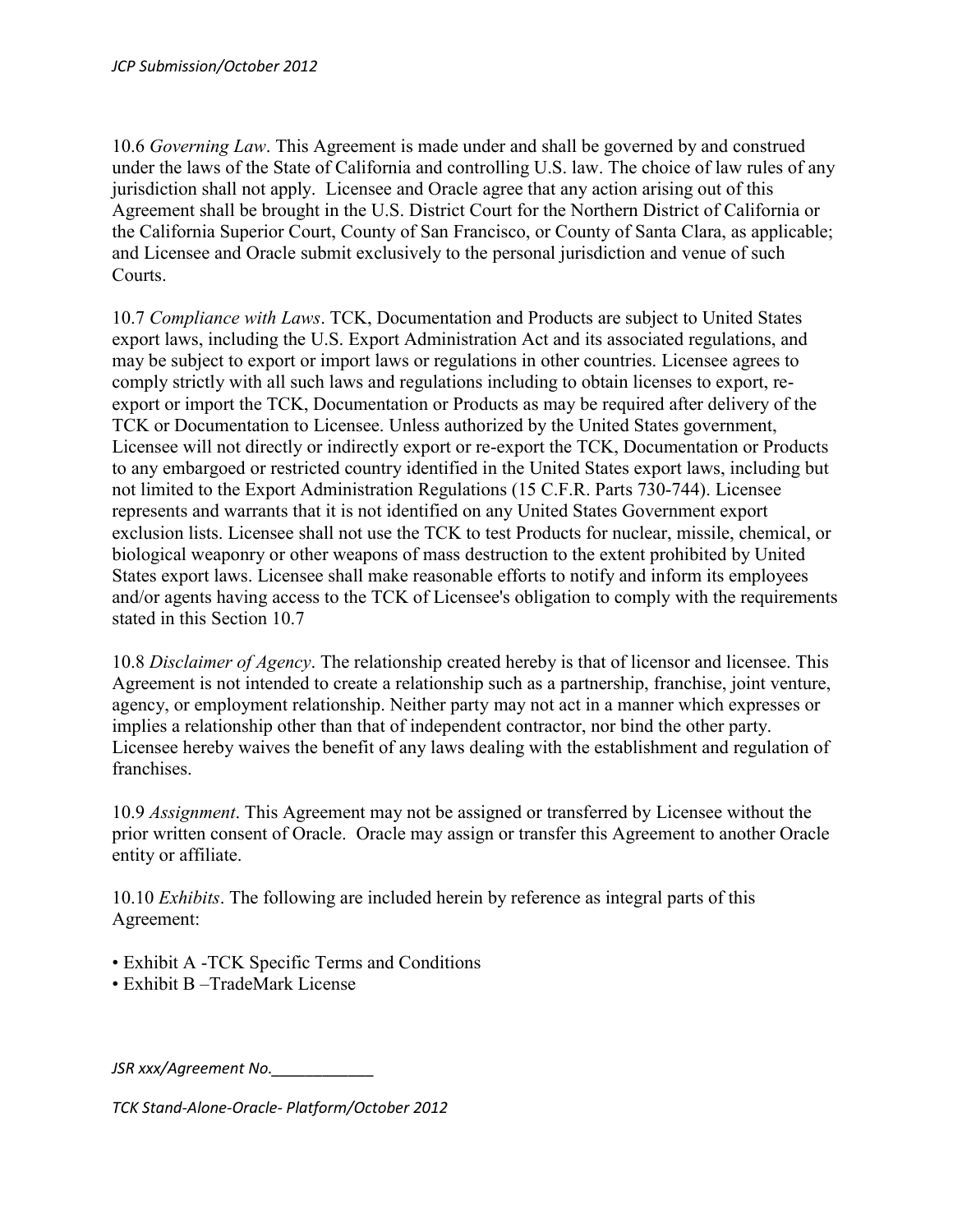10.6 *Governing Law*. This Agreement is made under and shall be governed by and construed under the laws of the State of California and controlling U.S. law. The choice of law rules of any jurisdiction shall not apply. Licensee and Oracle agree that any action arising out of this Agreement shall be brought in the U.S. District Court for the Northern District of California or the California Superior Court, County of San Francisco, or County of Santa Clara, as applicable; and Licensee and Oracle submit exclusively to the personal jurisdiction and venue of such Courts.

10.7 *Compliance with Laws*. TCK, Documentation and Products are subject to United States export laws, including the U.S. Export Administration Act and its associated regulations, and may be subject to export or import laws or regulations in other countries. Licensee agrees to comply strictly with all such laws and regulations including to obtain licenses to export, re-export or import the TCK, Documentation or Products as may be required after delivery of the TCK or Documentation to Licensee. Unless authorized by the United States government, Licensee will not directly or indirectly export or re-export the TCK, Documentation or Products to any embargoed or restricted country identified in the United States export laws, including but not limited to the Export Administration Regulations (15 C.F.R. Parts 730-744). Licensee represents and warrants that it is not identified on any United States Government export exclusion lists. Licensee shall not use the TCK to test Products for nuclear, missile, chemical, or biological weaponry or other weapons of mass destruction to the extent prohibited by United States export laws. Licensee shall make reasonable efforts to notify and inform its employees and/or agents having access to the TCK of Licensee's obligation to comply with the requirements stated in this Section 10.7

10.8 *Disclaimer of Agency*. The relationship created hereby is that of licensor and licensee. This Agreement is not intended to create a relationship such as a partnership, franchise, joint venture, agency, or employment relationship. Neither party may not act in a manner which expresses or implies a relationship other than that of independent contractor, nor bind the other party. Licensee hereby waives the benefit of any laws dealing with the establishment and regulation of franchises.

10.9 *Assignment*. This Agreement may not be assigned or transferred by Licensee without the prior written consent of Oracle. Oracle may assign or transfer this Agreement to another Oracle entity or affiliate.

10.10 *Exhibits*. The following are included herein by reference as integral parts of this Agreement:

- Exhibit A -TCK Specific Terms and Conditions
- Exhibit B –TradeMark License

*JSR xxx/Agreement No.____________*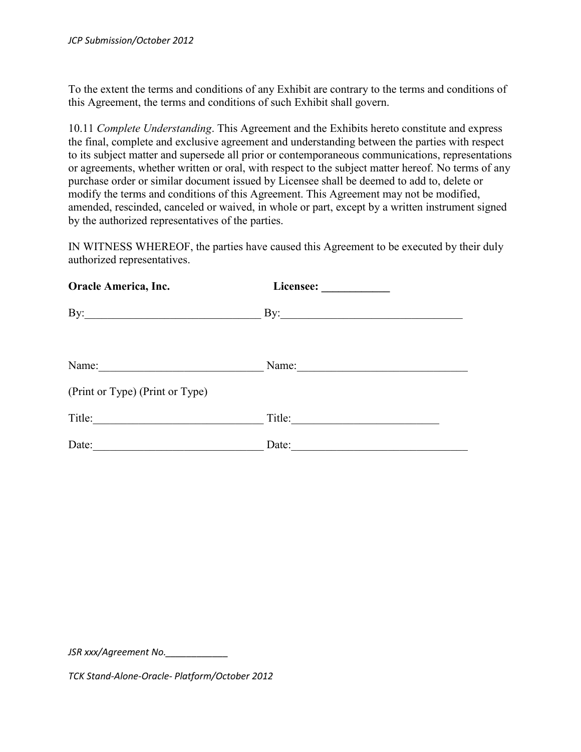To the extent the terms and conditions of any Exhibit are contrary to the terms and conditions of this Agreement, the terms and conditions of such Exhibit shall govern.

10.11 *Complete Understanding*. This Agreement and the Exhibits hereto constitute and express the final, complete and exclusive agreement and understanding between the parties with respect to its subject matter and supersede all prior or contemporaneous communications, representations or agreements, whether written or oral, with respect to the subject matter hereof. No terms of any purchase order or similar document issued by Licensee shall be deemed to add to, delete or modify the terms and conditions of this Agreement. This Agreement may not be modified, amended, rescinded, canceled or waived, in whole or part, except by a written instrument signed by the authorized representatives of the parties.

IN WITNESS WHEREOF, the parties have caused this Agreement to be executed by their duly authorized representatives.

| **Oracle America, Inc.** | **Licensee: ____________** |
|---|---|
| By:______________________________ | By:________________________________ |
| Name:____________________________ | Name:_____________________________ |
| (Print or Type) | (Print or Type) |
| Title:_____________________________ | Title:_________________________ |
| Date:_____________________________ | Date:______________________________ |

*JSR xxx/Agreement No.____________*

*TCK Stand-Alone-Oracle- Platform/October 2012*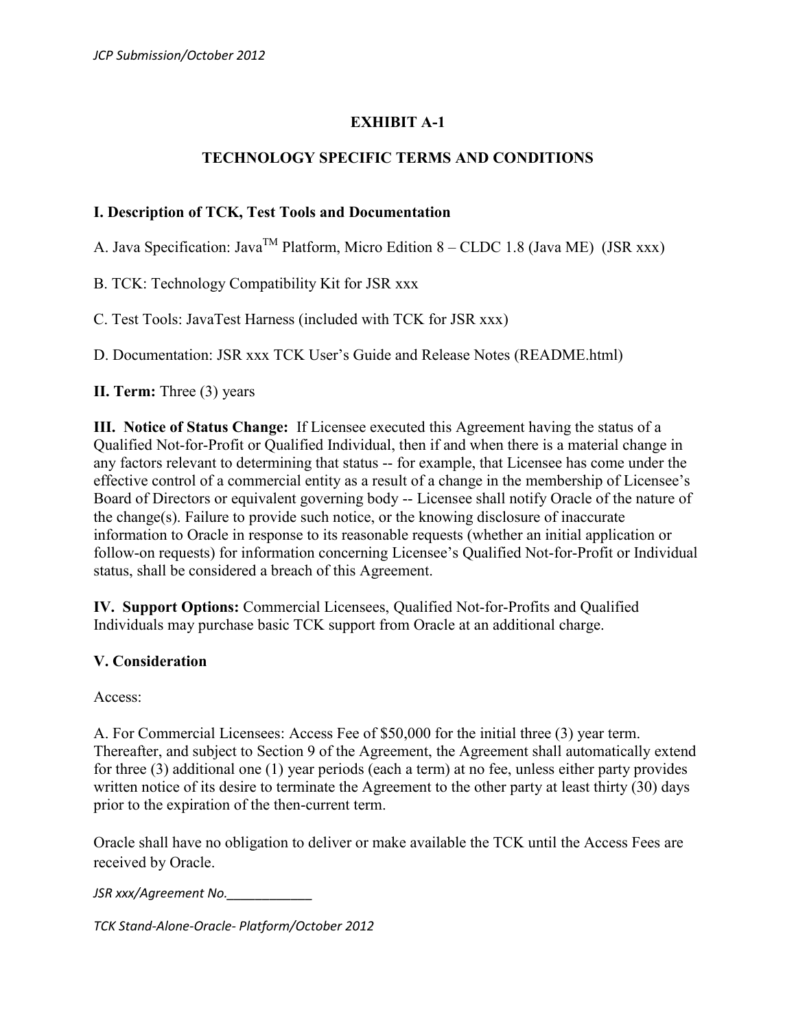## EXHIBIT A-1

## TECHNOLOGY SPECIFIC TERMS AND CONDITIONS

**I. Description of TCK, Test Tools and Documentation**

A. Java Specification: Java™ Platform, Micro Edition 8 – CLDC 1.8 (Java ME) (JSR xxx)

B. TCK: Technology Compatibility Kit for JSR xxx

C. Test Tools: JavaTest Harness (included with TCK for JSR xxx)

D. Documentation: JSR xxx TCK User's Guide and Release Notes (README.html)

**II. Term:** Three (3) years

**III. Notice of Status Change:** If Licensee executed this Agreement having the status of a Qualified Not-for-Profit or Qualified Individual, then if and when there is a material change in any factors relevant to determining that status -- for example, that Licensee has come under the effective control of a commercial entity as a result of a change in the membership of Licensee's Board of Directors or equivalent governing body -- Licensee shall notify Oracle of the nature of the change(s). Failure to provide such notice, or the knowing disclosure of inaccurate information to Oracle in response to its reasonable requests (whether an initial application or follow-on requests) for information concerning Licensee's Qualified Not-for-Profit or Individual status, shall be considered a breach of this Agreement.

**IV. Support Options:** Commercial Licensees, Qualified Not-for-Profits and Qualified Individuals may purchase basic TCK support from Oracle at an additional charge.

**V. Consideration**

Access:

A. For Commercial Licensees: Access Fee of $50,000 for the initial three (3) year term. Thereafter, and subject to Section 9 of the Agreement, the Agreement shall automatically extend for three (3) additional one (1) year periods (each a term) at no fee, unless either party provides written notice of its desire to terminate the Agreement to the other party at least thirty (30) days prior to the expiration of the then-current term.

Oracle shall have no obligation to deliver or make available the TCK until the Access Fees are received by Oracle.

*JSR xxx/Agreement No.____________*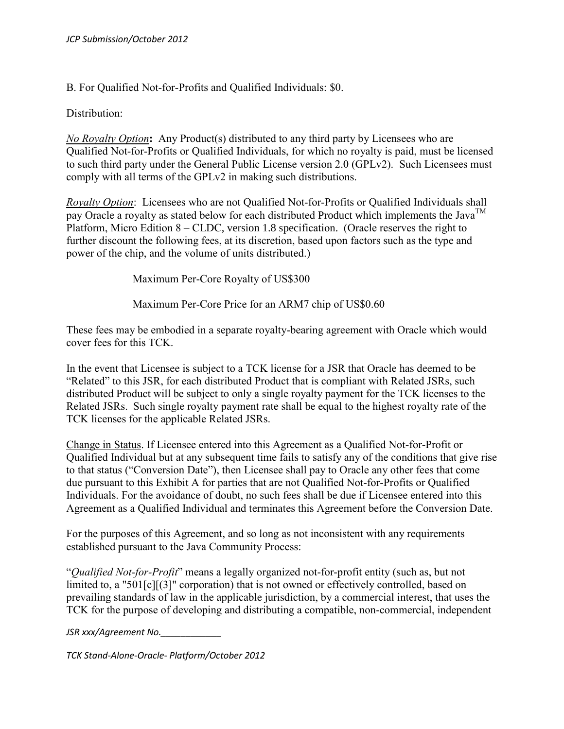B. For Qualified Not-for-Profits and Qualified Individuals: $0.

Distribution:

*No Royalty Option***:** Any Product(s) distributed to any third party by Licensees who are Qualified Not-for-Profits or Qualified Individuals, for which no royalty is paid, must be licensed to such third party under the General Public License version 2.0 (GPLv2). Such Licensees must comply with all terms of the GPLv2 in making such distributions.

*Royalty Option*: Licensees who are not Qualified Not-for-Profits or Qualified Individuals shall pay Oracle a royalty as stated below for each distributed Product which implements the Java™ Platform, Micro Edition 8 – CLDC, version 1.8 specification. (Oracle reserves the right to further discount the following fees, at its discretion, based upon factors such as the type and power of the chip, and the volume of units distributed.)

Maximum Per-Core Royalty of US$300

Maximum Per-Core Price for an ARM7 chip of US$0.60

These fees may be embodied in a separate royalty-bearing agreement with Oracle which would cover fees for this TCK.

In the event that Licensee is subject to a TCK license for a JSR that Oracle has deemed to be "Related" to this JSR, for each distributed Product that is compliant with Related JSRs, such distributed Product will be subject to only a single royalty payment for the TCK licenses to the Related JSRs. Such single royalty payment rate shall be equal to the highest royalty rate of the TCK licenses for the applicable Related JSRs.

Change in Status. If Licensee entered into this Agreement as a Qualified Not-for-Profit or Qualified Individual but at any subsequent time fails to satisfy any of the conditions that give rise to that status ("Conversion Date"), then Licensee shall pay to Oracle any other fees that come due pursuant to this Exhibit A for parties that are not Qualified Not-for-Profits or Qualified Individuals. For the avoidance of doubt, no such fees shall be due if Licensee entered into this Agreement as a Qualified Individual and terminates this Agreement before the Conversion Date.

For the purposes of this Agreement, and so long as not inconsistent with any requirements established pursuant to the Java Community Process:

"*Qualified Not-for-Profit*" means a legally organized not-for-profit entity (such as, but not limited to, a "501[c][(3]" corporation) that is not owned or effectively controlled, based on prevailing standards of law in the applicable jurisdiction, by a commercial interest, that uses the TCK for the purpose of developing and distributing a compatible, non-commercial, independent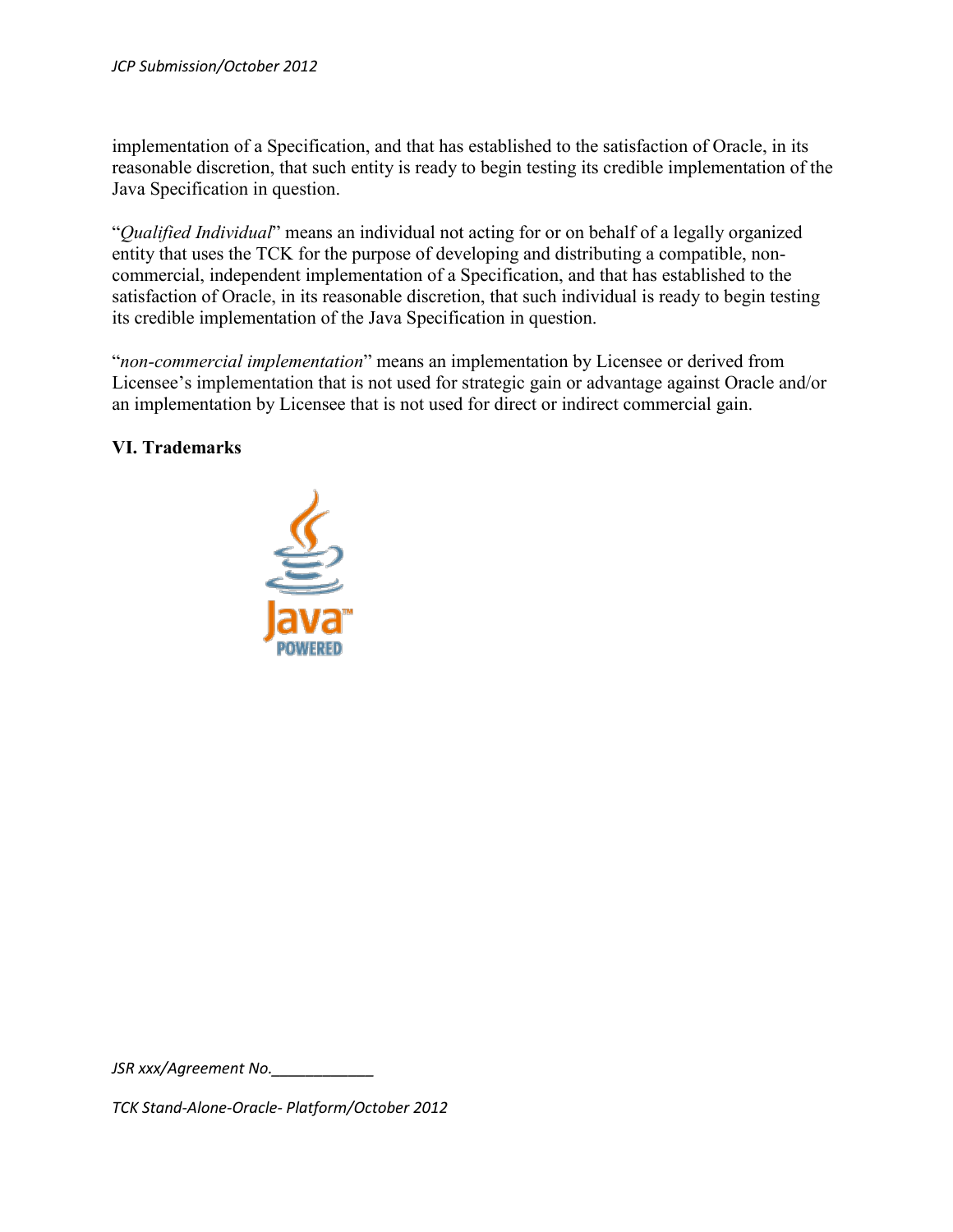implementation of a Specification, and that has established to the satisfaction of Oracle, in its reasonable discretion, that such entity is ready to begin testing its credible implementation of the Java Specification in question.

"*Qualified Individual*" means an individual not acting for or on behalf of a legally organized entity that uses the TCK for the purpose of developing and distributing a compatible, non-commercial, independent implementation of a Specification, and that has established to the satisfaction of Oracle, in its reasonable discretion, that such individual is ready to begin testing its credible implementation of the Java Specification in question.

"*non-commercial implementation*" means an implementation by Licensee or derived from Licensee's implementation that is not used for strategic gain or advantage against Oracle and/or an implementation by Licensee that is not used for direct or indirect commercial gain.

## VI. Trademarks

JSR xxx/Agreement No.____________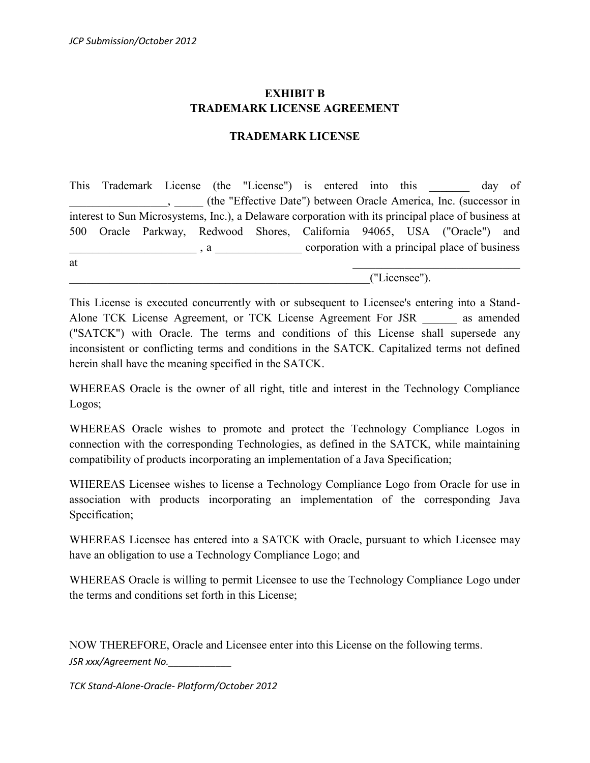# EXHIBIT B
# TRADEMARK LICENSE AGREEMENT

## TRADEMARK LICENSE

This Trademark License (the "License") is entered into this _______ day of _________________, _____ (the "Effective Date") between Oracle America, Inc. (successor in interest to Sun Microsystems, Inc.), a Delaware corporation with its principal place of business at 500 Oracle Parkway, Redwood Shores, California 94065, USA ("Oracle") and ______________________ , a _______________ corporation with a principal place of business at ______________________________ _____________________________________________________("Licensee").

This License is executed concurrently with or subsequent to Licensee's entering into a Stand-Alone TCK License Agreement, or TCK License Agreement For JSR ______ as amended ("SATCK") with Oracle. The terms and conditions of this License shall supersede any inconsistent or conflicting terms and conditions in the SATCK. Capitalized terms not defined herein shall have the meaning specified in the SATCK.

WHEREAS Oracle is the owner of all right, title and interest in the Technology Compliance Logos;

WHEREAS Oracle wishes to promote and protect the Technology Compliance Logos in connection with the corresponding Technologies, as defined in the SATCK, while maintaining compatibility of products incorporating an implementation of a Java Specification;

WHEREAS Licensee wishes to license a Technology Compliance Logo from Oracle for use in association with products incorporating an implementation of the corresponding Java Specification;

WHEREAS Licensee has entered into a SATCK with Oracle, pursuant to which Licensee may have an obligation to use a Technology Compliance Logo; and

WHEREAS Oracle is willing to permit Licensee to use the Technology Compliance Logo under the terms and conditions set forth in this License;

NOW THEREFORE, Oracle and Licensee enter into this License on the following terms.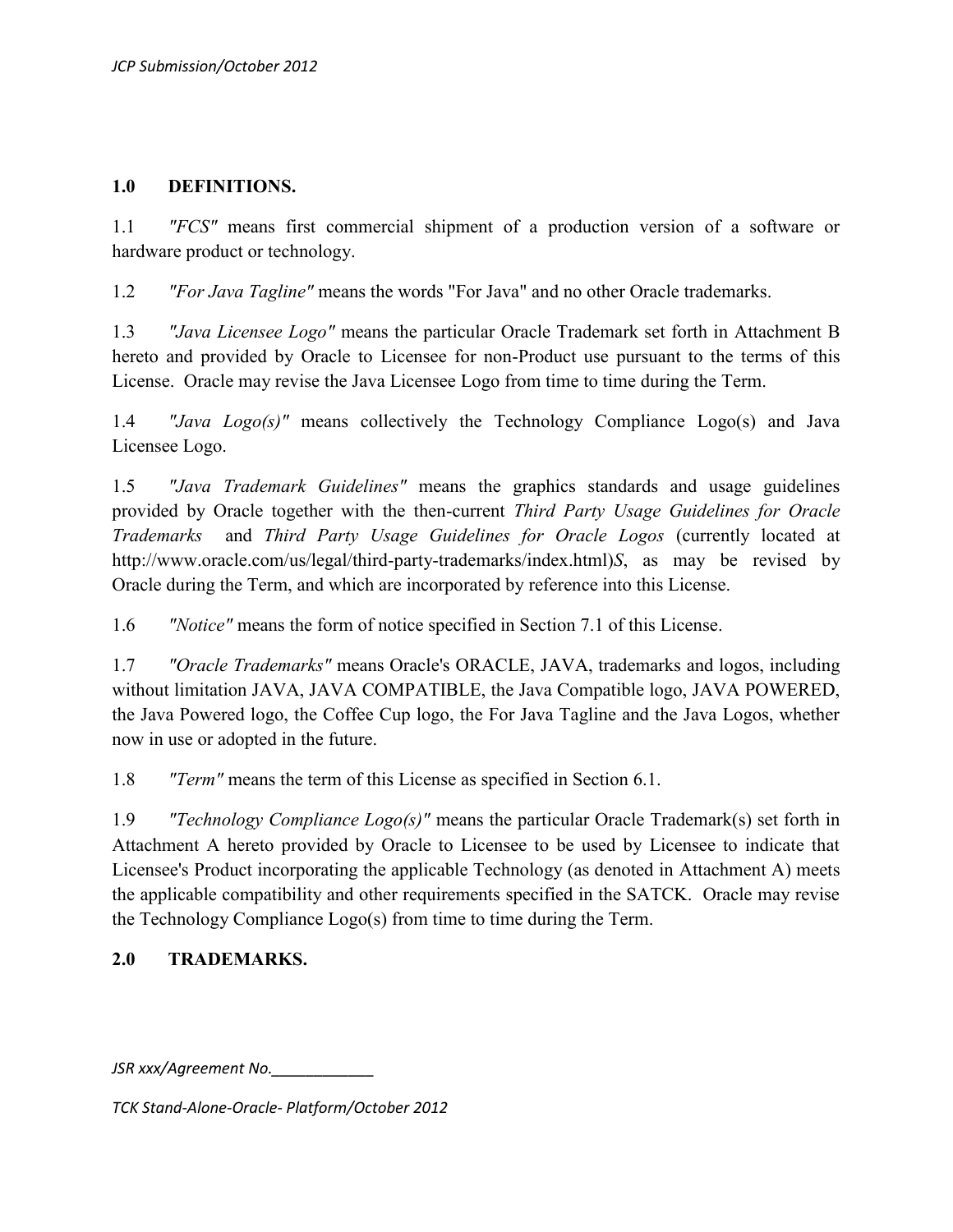## 1.0 DEFINITIONS.

1.1 *"FCS"* means first commercial shipment of a production version of a software or hardware product or technology.

1.2 *"For Java Tagline"* means the words "For Java" and no other Oracle trademarks.

1.3 *"Java Licensee Logo"* means the particular Oracle Trademark set forth in Attachment B hereto and provided by Oracle to Licensee for non-Product use pursuant to the terms of this License. Oracle may revise the Java Licensee Logo from time to time during the Term.

1.4 *"Java Logo(s)"* means collectively the Technology Compliance Logo(s) and Java Licensee Logo.

1.5 *"Java Trademark Guidelines"* means the graphics standards and usage guidelines provided by Oracle together with the then-current *Third Party Usage Guidelines for Oracle Trademarks* and *Third Party Usage Guidelines for Oracle Logos* (currently located at http://www.oracle.com/us/legal/third-party-trademarks/index.html)*S*, as may be revised by Oracle during the Term, and which are incorporated by reference into this License.

1.6 *"Notice"* means the form of notice specified in Section 7.1 of this License.

1.7 *"Oracle Trademarks"* means Oracle's ORACLE, JAVA, trademarks and logos, including without limitation JAVA, JAVA COMPATIBLE, the Java Compatible logo, JAVA POWERED, the Java Powered logo, the Coffee Cup logo, the For Java Tagline and the Java Logos, whether now in use or adopted in the future.

1.8 *"Term"* means the term of this License as specified in Section 6.1.

1.9 *"Technology Compliance Logo(s)"* means the particular Oracle Trademark(s) set forth in Attachment A hereto provided by Oracle to Licensee to be used by Licensee to indicate that Licensee's Product incorporating the applicable Technology (as denoted in Attachment A) meets the applicable compatibility and other requirements specified in the SATCK. Oracle may revise the Technology Compliance Logo(s) from time to time during the Term.

## 2.0 TRADEMARKS.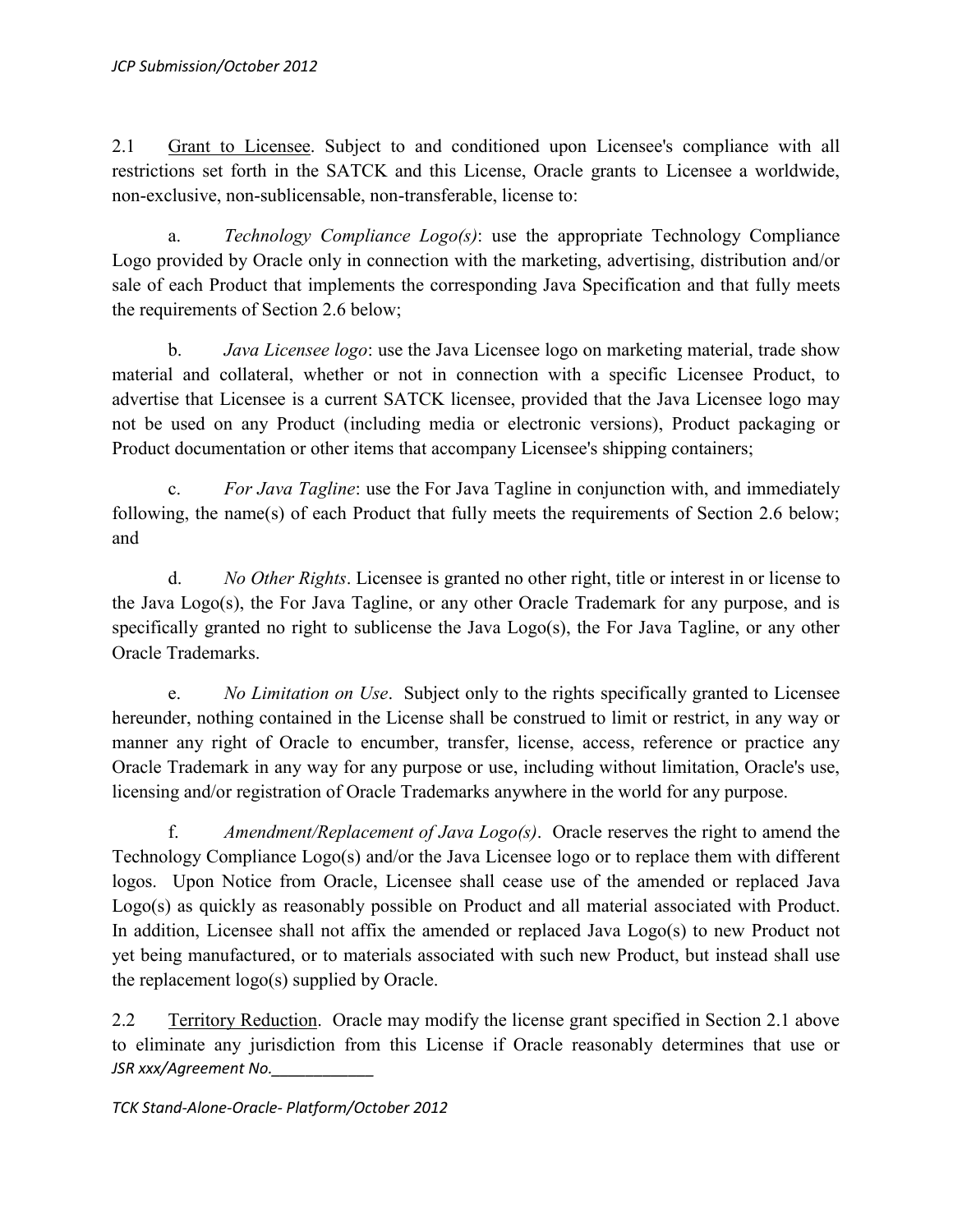2.1 Grant to Licensee. Subject to and conditioned upon Licensee's compliance with all restrictions set forth in the SATCK and this License, Oracle grants to Licensee a worldwide, non-exclusive, non-sublicensable, non-transferable, license to:

a. *Technology Compliance Logo(s)*: use the appropriate Technology Compliance Logo provided by Oracle only in connection with the marketing, advertising, distribution and/or sale of each Product that implements the corresponding Java Specification and that fully meets the requirements of Section 2.6 below;

b. *Java Licensee logo*: use the Java Licensee logo on marketing material, trade show material and collateral, whether or not in connection with a specific Licensee Product, to advertise that Licensee is a current SATCK licensee, provided that the Java Licensee logo may not be used on any Product (including media or electronic versions), Product packaging or Product documentation or other items that accompany Licensee's shipping containers;

c. *For Java Tagline*: use the For Java Tagline in conjunction with, and immediately following, the name(s) of each Product that fully meets the requirements of Section 2.6 below; and

d. *No Other Rights*. Licensee is granted no other right, title or interest in or license to the Java Logo(s), the For Java Tagline, or any other Oracle Trademark for any purpose, and is specifically granted no right to sublicense the Java Logo(s), the For Java Tagline, or any other Oracle Trademarks.

e. *No Limitation on Use*. Subject only to the rights specifically granted to Licensee hereunder, nothing contained in the License shall be construed to limit or restrict, in any way or manner any right of Oracle to encumber, transfer, license, access, reference or practice any Oracle Trademark in any way for any purpose or use, including without limitation, Oracle's use, licensing and/or registration of Oracle Trademarks anywhere in the world for any purpose.

f. *Amendment/Replacement of Java Logo(s)*. Oracle reserves the right to amend the Technology Compliance Logo(s) and/or the Java Licensee logo or to replace them with different logos. Upon Notice from Oracle, Licensee shall cease use of the amended or replaced Java Logo(s) as quickly as reasonably possible on Product and all material associated with Product. In addition, Licensee shall not affix the amended or replaced Java Logo(s) to new Product not yet being manufactured, or to materials associated with such new Product, but instead shall use the replacement logo(s) supplied by Oracle.

2.2 Territory Reduction. Oracle may modify the license grant specified in Section 2.1 above to eliminate any jurisdiction from this License if Oracle reasonably determines that use or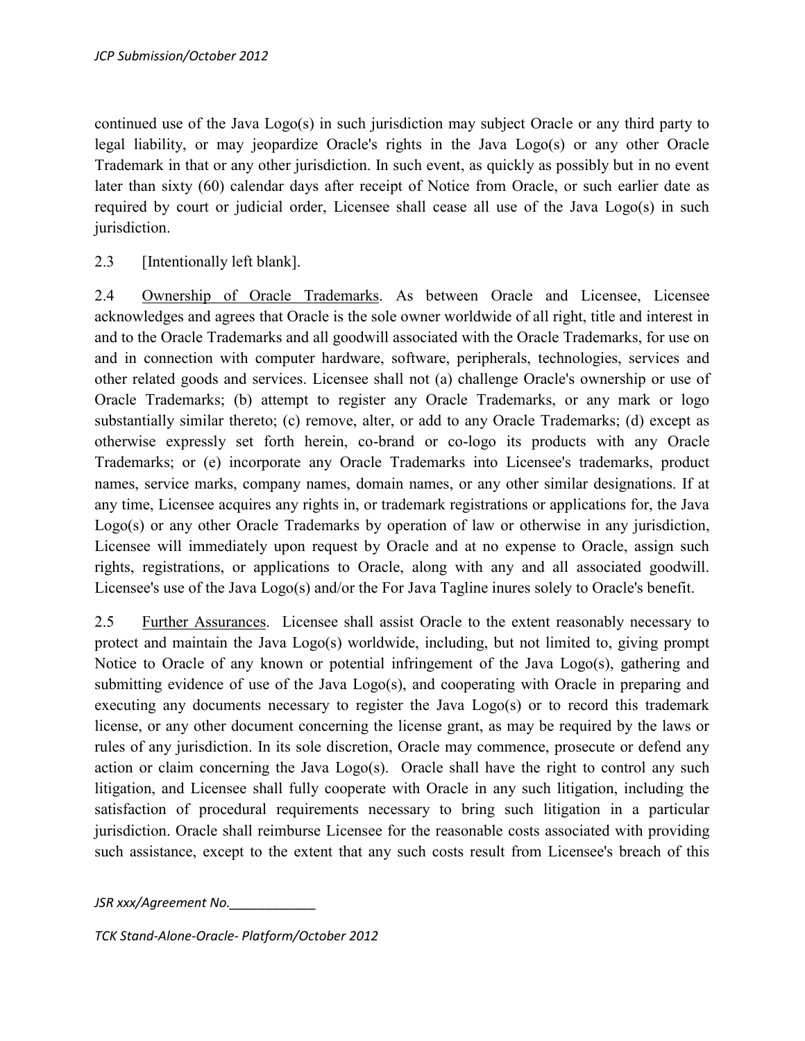continued use of the Java Logo(s) in such jurisdiction may subject Oracle or any third party to legal liability, or may jeopardize Oracle's rights in the Java Logo(s) or any other Oracle Trademark in that or any other jurisdiction. In such event, as quickly as possibly but in no event later than sixty (60) calendar days after receipt of Notice from Oracle, or such earlier date as required by court or judicial order, Licensee shall cease all use of the Java Logo(s) in such jurisdiction.

2.3 [Intentionally left blank].

2.4 Ownership of Oracle Trademarks. As between Oracle and Licensee, Licensee acknowledges and agrees that Oracle is the sole owner worldwide of all right, title and interest in and to the Oracle Trademarks and all goodwill associated with the Oracle Trademarks, for use on and in connection with computer hardware, software, peripherals, technologies, services and other related goods and services. Licensee shall not (a) challenge Oracle's ownership or use of Oracle Trademarks; (b) attempt to register any Oracle Trademarks, or any mark or logo substantially similar thereto; (c) remove, alter, or add to any Oracle Trademarks; (d) except as otherwise expressly set forth herein, co-brand or co-logo its products with any Oracle Trademarks; or (e) incorporate any Oracle Trademarks into Licensee's trademarks, product names, service marks, company names, domain names, or any other similar designations. If at any time, Licensee acquires any rights in, or trademark registrations or applications for, the Java Logo(s) or any other Oracle Trademarks by operation of law or otherwise in any jurisdiction, Licensee will immediately upon request by Oracle and at no expense to Oracle, assign such rights, registrations, or applications to Oracle, along with any and all associated goodwill. Licensee's use of the Java Logo(s) and/or the For Java Tagline inures solely to Oracle's benefit.

2.5 Further Assurances. Licensee shall assist Oracle to the extent reasonably necessary to protect and maintain the Java Logo(s) worldwide, including, but not limited to, giving prompt Notice to Oracle of any known or potential infringement of the Java Logo(s), gathering and submitting evidence of use of the Java Logo(s), and cooperating with Oracle in preparing and executing any documents necessary to register the Java Logo(s) or to record this trademark license, or any other document concerning the license grant, as may be required by the laws or rules of any jurisdiction. In its sole discretion, Oracle may commence, prosecute or defend any action or claim concerning the Java Logo(s). Oracle shall have the right to control any such litigation, and Licensee shall fully cooperate with Oracle in any such litigation, including the satisfaction of procedural requirements necessary to bring such litigation in a particular jurisdiction. Oracle shall reimburse Licensee for the reasonable costs associated with providing such assistance, except to the extent that any such costs result from Licensee's breach of this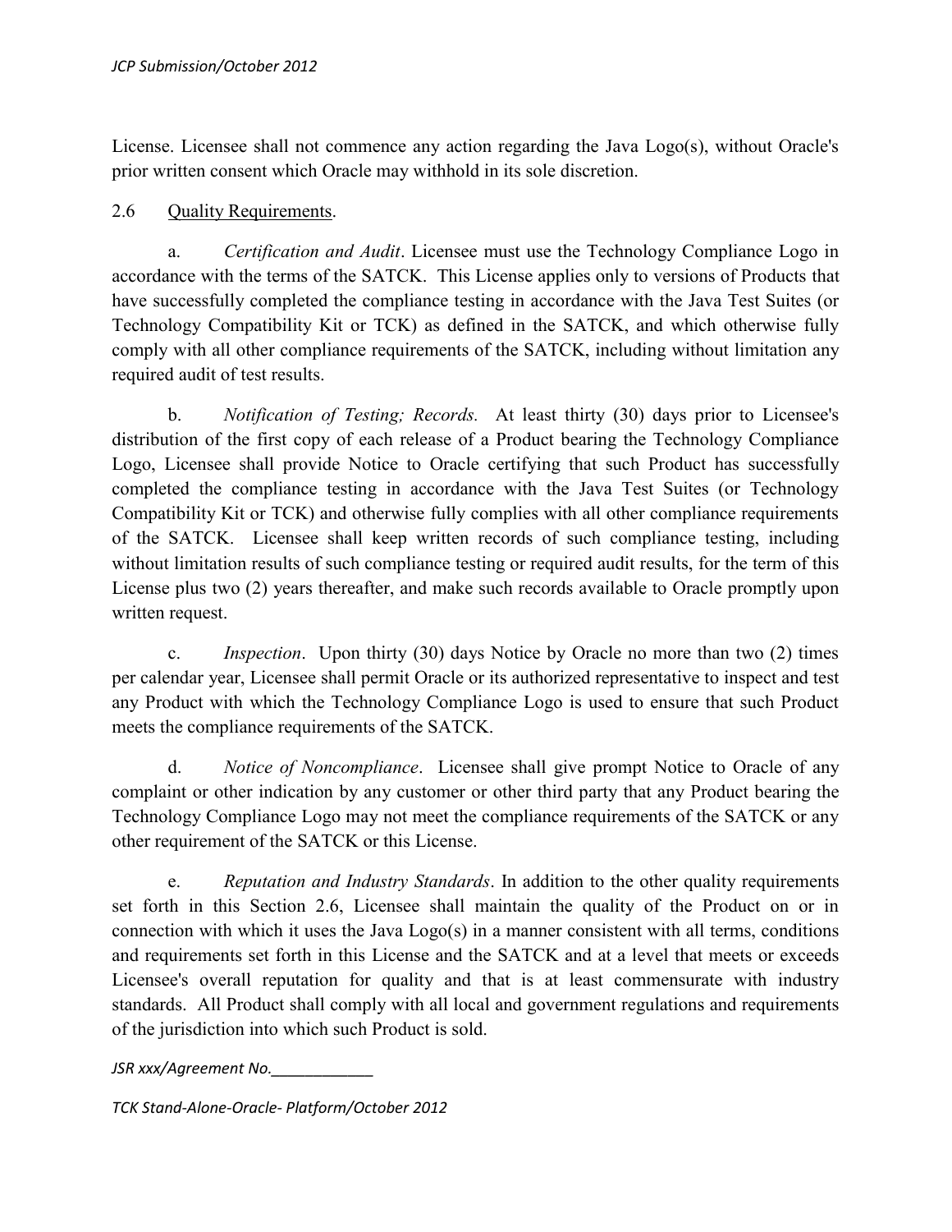License. Licensee shall not commence any action regarding the Java Logo(s), without Oracle's prior written consent which Oracle may withhold in its sole discretion.

2.6 Quality Requirements.

a. *Certification and Audit*. Licensee must use the Technology Compliance Logo in accordance with the terms of the SATCK. This License applies only to versions of Products that have successfully completed the compliance testing in accordance with the Java Test Suites (or Technology Compatibility Kit or TCK) as defined in the SATCK, and which otherwise fully comply with all other compliance requirements of the SATCK, including without limitation any required audit of test results.

b. *Notification of Testing; Records.* At least thirty (30) days prior to Licensee's distribution of the first copy of each release of a Product bearing the Technology Compliance Logo, Licensee shall provide Notice to Oracle certifying that such Product has successfully completed the compliance testing in accordance with the Java Test Suites (or Technology Compatibility Kit or TCK) and otherwise fully complies with all other compliance requirements of the SATCK. Licensee shall keep written records of such compliance testing, including without limitation results of such compliance testing or required audit results, for the term of this License plus two (2) years thereafter, and make such records available to Oracle promptly upon written request.

c. *Inspection*. Upon thirty (30) days Notice by Oracle no more than two (2) times per calendar year, Licensee shall permit Oracle or its authorized representative to inspect and test any Product with which the Technology Compliance Logo is used to ensure that such Product meets the compliance requirements of the SATCK.

d. *Notice of Noncompliance*. Licensee shall give prompt Notice to Oracle of any complaint or other indication by any customer or other third party that any Product bearing the Technology Compliance Logo may not meet the compliance requirements of the SATCK or any other requirement of the SATCK or this License.

e. *Reputation and Industry Standards*. In addition to the other quality requirements set forth in this Section 2.6, Licensee shall maintain the quality of the Product on or in connection with which it uses the Java Logo(s) in a manner consistent with all terms, conditions and requirements set forth in this License and the SATCK and at a level that meets or exceeds Licensee's overall reputation for quality and that is at least commensurate with industry standards. All Product shall comply with all local and government regulations and requirements of the jurisdiction into which such Product is sold.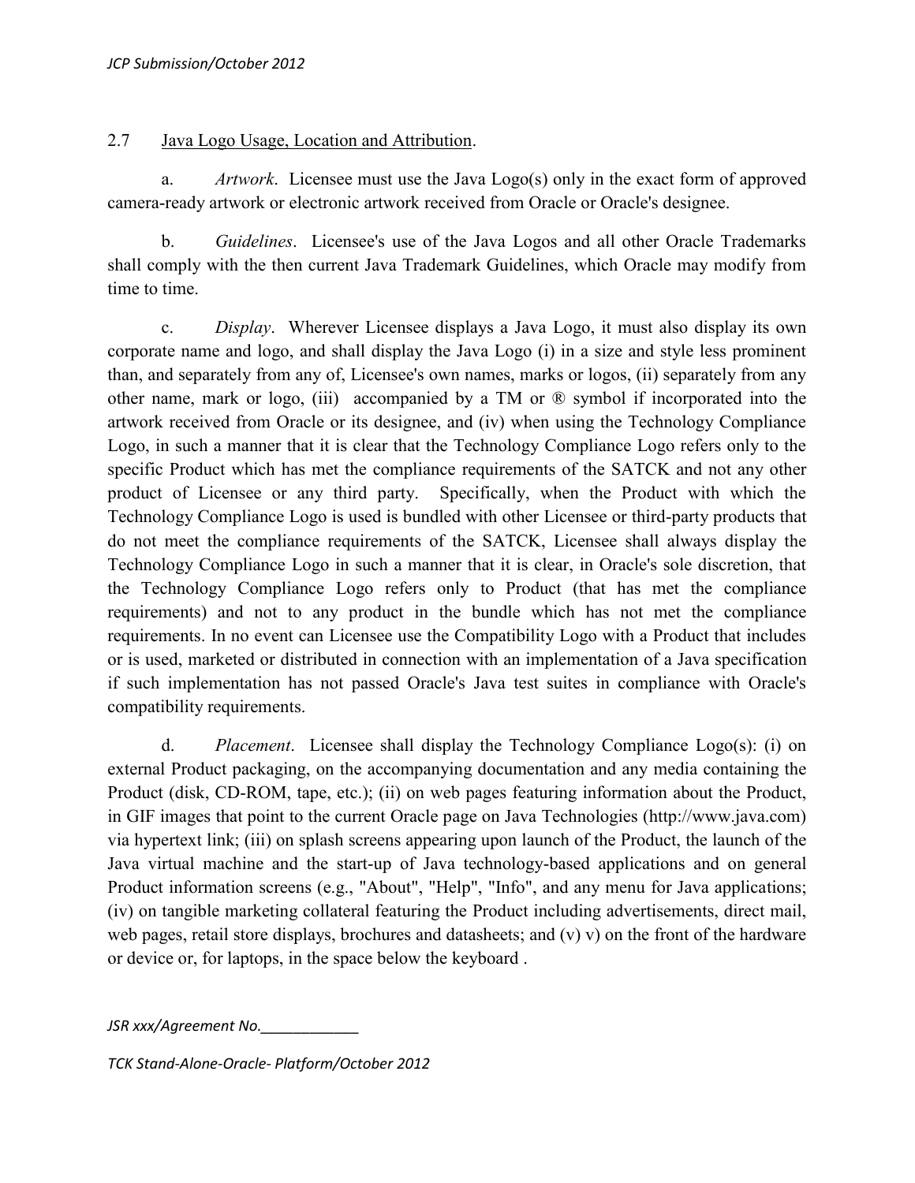2.7 Java Logo Usage, Location and Attribution.

a. *Artwork*. Licensee must use the Java Logo(s) only in the exact form of approved camera-ready artwork or electronic artwork received from Oracle or Oracle's designee.

b. *Guidelines*. Licensee's use of the Java Logos and all other Oracle Trademarks shall comply with the then current Java Trademark Guidelines, which Oracle may modify from time to time.

c. *Display*. Wherever Licensee displays a Java Logo, it must also display its own corporate name and logo, and shall display the Java Logo (i) in a size and style less prominent than, and separately from any of, Licensee's own names, marks or logos, (ii) separately from any other name, mark or logo, (iii) accompanied by a TM or ® symbol if incorporated into the artwork received from Oracle or its designee, and (iv) when using the Technology Compliance Logo, in such a manner that it is clear that the Technology Compliance Logo refers only to the specific Product which has met the compliance requirements of the SATCK and not any other product of Licensee or any third party. Specifically, when the Product with which the Technology Compliance Logo is used is bundled with other Licensee or third-party products that do not meet the compliance requirements of the SATCK, Licensee shall always display the Technology Compliance Logo in such a manner that it is clear, in Oracle's sole discretion, that the Technology Compliance Logo refers only to Product (that has met the compliance requirements) and not to any product in the bundle which has not met the compliance requirements. In no event can Licensee use the Compatibility Logo with a Product that includes or is used, marketed or distributed in connection with an implementation of a Java specification if such implementation has not passed Oracle's Java test suites in compliance with Oracle's compatibility requirements.

d. *Placement*. Licensee shall display the Technology Compliance Logo(s): (i) on external Product packaging, on the accompanying documentation and any media containing the Product (disk, CD-ROM, tape, etc.); (ii) on web pages featuring information about the Product, in GIF images that point to the current Oracle page on Java Technologies (http://www.java.com) via hypertext link; (iii) on splash screens appearing upon launch of the Product, the launch of the Java virtual machine and the start-up of Java technology-based applications and on general Product information screens (e.g., "About", "Help", "Info", and any menu for Java applications; (iv) on tangible marketing collateral featuring the Product including advertisements, direct mail, web pages, retail store displays, brochures and datasheets; and (v) v) on the front of the hardware or device or, for laptops, in the space below the keyboard .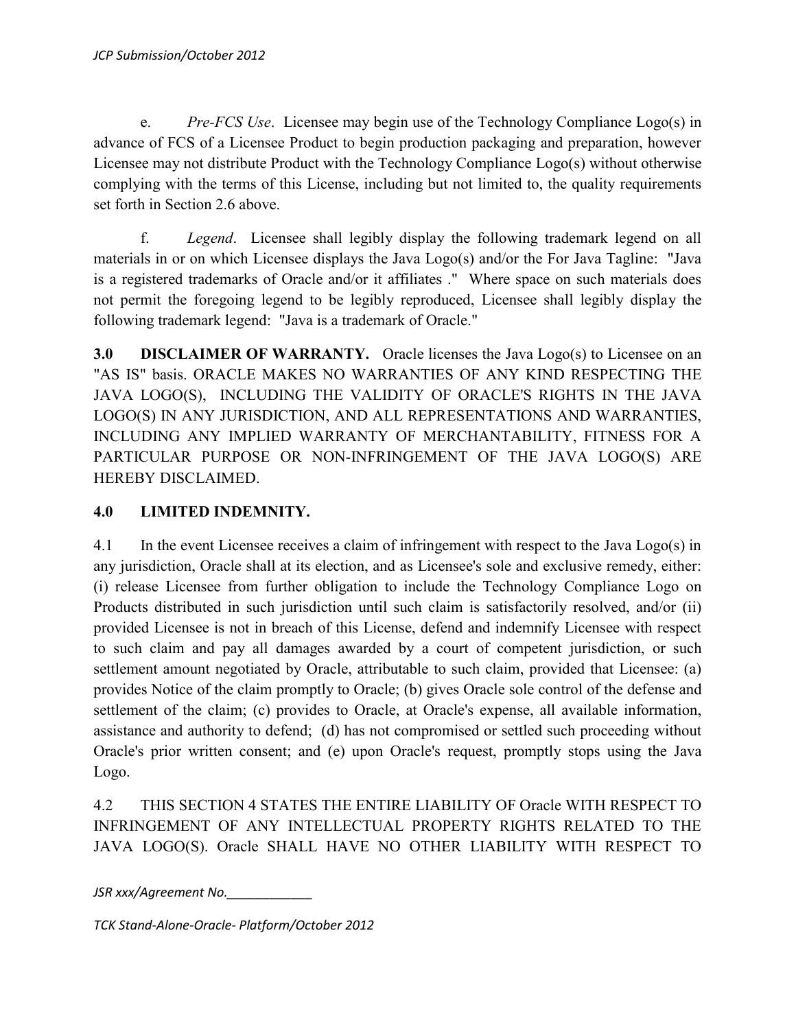e. *Pre-FCS Use*. Licensee may begin use of the Technology Compliance Logo(s) in advance of FCS of a Licensee Product to begin production packaging and preparation, however Licensee may not distribute Product with the Technology Compliance Logo(s) without otherwise complying with the terms of this License, including but not limited to, the quality requirements set forth in Section 2.6 above.

f. *Legend*. Licensee shall legibly display the following trademark legend on all materials in or on which Licensee displays the Java Logo(s) and/or the For Java Tagline: "Java is a registered trademarks of Oracle and/or it affiliates ." Where space on such materials does not permit the foregoing legend to be legibly reproduced, Licensee shall legibly display the following trademark legend: "Java is a trademark of Oracle."

**3.0 DISCLAIMER OF WARRANTY.** Oracle licenses the Java Logo(s) to Licensee on an "AS IS" basis. ORACLE MAKES NO WARRANTIES OF ANY KIND RESPECTING THE JAVA LOGO(S), INCLUDING THE VALIDITY OF ORACLE'S RIGHTS IN THE JAVA LOGO(S) IN ANY JURISDICTION, AND ALL REPRESENTATIONS AND WARRANTIES, INCLUDING ANY IMPLIED WARRANTY OF MERCHANTABILITY, FITNESS FOR A PARTICULAR PURPOSE OR NON-INFRINGEMENT OF THE JAVA LOGO(S) ARE HEREBY DISCLAIMED.

**4.0 LIMITED INDEMNITY.**

4.1 In the event Licensee receives a claim of infringement with respect to the Java Logo(s) in any jurisdiction, Oracle shall at its election, and as Licensee's sole and exclusive remedy, either: (i) release Licensee from further obligation to include the Technology Compliance Logo on Products distributed in such jurisdiction until such claim is satisfactorily resolved, and/or (ii) provided Licensee is not in breach of this License, defend and indemnify Licensee with respect to such claim and pay all damages awarded by a court of competent jurisdiction, or such settlement amount negotiated by Oracle, attributable to such claim, provided that Licensee: (a) provides Notice of the claim promptly to Oracle; (b) gives Oracle sole control of the defense and settlement of the claim; (c) provides to Oracle, at Oracle's expense, all available information, assistance and authority to defend; (d) has not compromised or settled such proceeding without Oracle's prior written consent; and (e) upon Oracle's request, promptly stops using the Java Logo.

4.2 THIS SECTION 4 STATES THE ENTIRE LIABILITY OF Oracle WITH RESPECT TO INFRINGEMENT OF ANY INTELLECTUAL PROPERTY RIGHTS RELATED TO THE JAVA LOGO(S). Oracle SHALL HAVE NO OTHER LIABILITY WITH RESPECT TO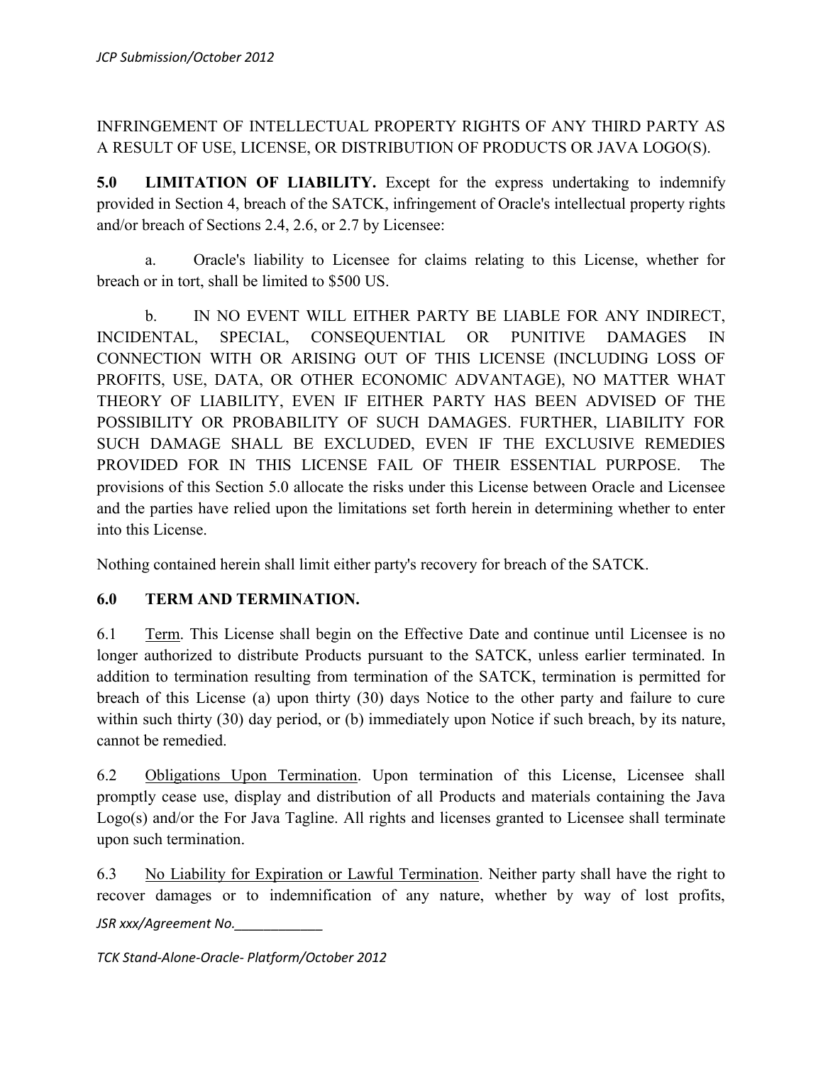INFRINGEMENT OF INTELLECTUAL PROPERTY RIGHTS OF ANY THIRD PARTY AS A RESULT OF USE, LICENSE, OR DISTRIBUTION OF PRODUCTS OR JAVA LOGO(S).

**5.0 LIMITATION OF LIABILITY.** Except for the express undertaking to indemnify provided in Section 4, breach of the SATCK, infringement of Oracle's intellectual property rights and/or breach of Sections 2.4, 2.6, or 2.7 by Licensee:

a. Oracle's liability to Licensee for claims relating to this License, whether for breach or in tort, shall be limited to $500 US.

b. IN NO EVENT WILL EITHER PARTY BE LIABLE FOR ANY INDIRECT, INCIDENTAL, SPECIAL, CONSEQUENTIAL OR PUNITIVE DAMAGES IN CONNECTION WITH OR ARISING OUT OF THIS LICENSE (INCLUDING LOSS OF PROFITS, USE, DATA, OR OTHER ECONOMIC ADVANTAGE), NO MATTER WHAT THEORY OF LIABILITY, EVEN IF EITHER PARTY HAS BEEN ADVISED OF THE POSSIBILITY OR PROBABILITY OF SUCH DAMAGES. FURTHER, LIABILITY FOR SUCH DAMAGE SHALL BE EXCLUDED, EVEN IF THE EXCLUSIVE REMEDIES PROVIDED FOR IN THIS LICENSE FAIL OF THEIR ESSENTIAL PURPOSE. The provisions of this Section 5.0 allocate the risks under this License between Oracle and Licensee and the parties have relied upon the limitations set forth herein in determining whether to enter into this License.

Nothing contained herein shall limit either party's recovery for breach of the SATCK.

**6.0 TERM AND TERMINATION.**

6.1 Term. This License shall begin on the Effective Date and continue until Licensee is no longer authorized to distribute Products pursuant to the SATCK, unless earlier terminated. In addition to termination resulting from termination of the SATCK, termination is permitted for breach of this License (a) upon thirty (30) days Notice to the other party and failure to cure within such thirty (30) day period, or (b) immediately upon Notice if such breach, by its nature, cannot be remedied.

6.2 Obligations Upon Termination. Upon termination of this License, Licensee shall promptly cease use, display and distribution of all Products and materials containing the Java Logo(s) and/or the For Java Tagline. All rights and licenses granted to Licensee shall terminate upon such termination.

6.3 No Liability for Expiration or Lawful Termination. Neither party shall have the right to recover damages or to indemnification of any nature, whether by way of lost profits,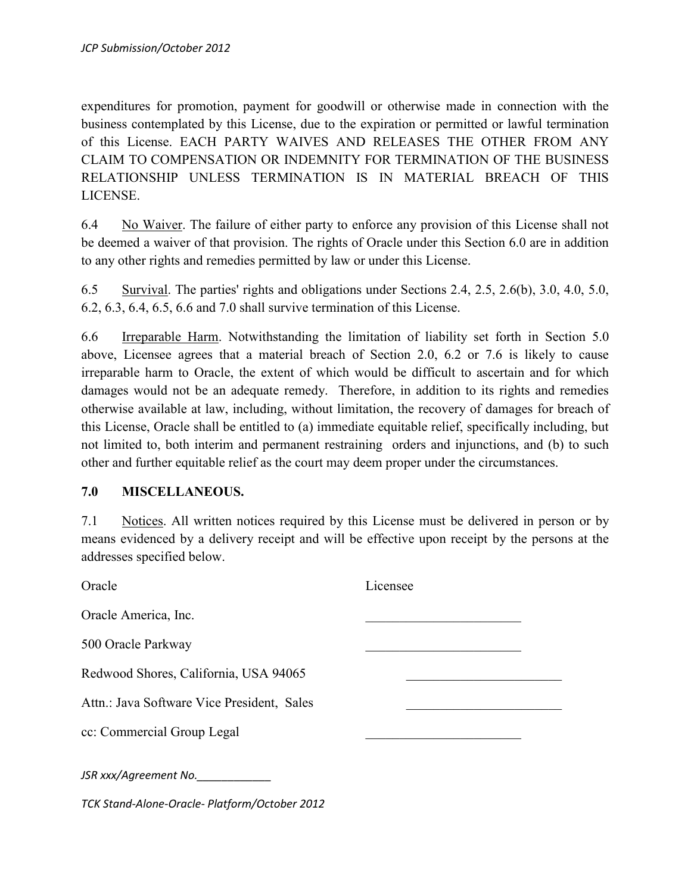expenditures for promotion, payment for goodwill or otherwise made in connection with the business contemplated by this License, due to the expiration or permitted or lawful termination of this License. EACH PARTY WAIVES AND RELEASES THE OTHER FROM ANY CLAIM TO COMPENSATION OR INDEMNITY FOR TERMINATION OF THE BUSINESS RELATIONSHIP UNLESS TERMINATION IS IN MATERIAL BREACH OF THIS LICENSE.

6.4 No Waiver. The failure of either party to enforce any provision of this License shall not be deemed a waiver of that provision. The rights of Oracle under this Section 6.0 are in addition to any other rights and remedies permitted by law or under this License.

6.5 Survival. The parties' rights and obligations under Sections 2.4, 2.5, 2.6(b), 3.0, 4.0, 5.0, 6.2, 6.3, 6.4, 6.5, 6.6 and 7.0 shall survive termination of this License.

6.6 Irreparable Harm. Notwithstanding the limitation of liability set forth in Section 5.0 above, Licensee agrees that a material breach of Section 2.0, 6.2 or 7.6 is likely to cause irreparable harm to Oracle, the extent of which would be difficult to ascertain and for which damages would not be an adequate remedy. Therefore, in addition to its rights and remedies otherwise available at law, including, without limitation, the recovery of damages for breach of this License, Oracle shall be entitled to (a) immediate equitable relief, specifically including, but not limited to, both interim and permanent restraining orders and injunctions, and (b) to such other and further equitable relief as the court may deem proper under the circumstances.

**7.0 MISCELLANEOUS.**

7.1 Notices. All written notices required by this License must be delivered in person or by means evidenced by a delivery receipt and will be effective upon receipt by the persons at the addresses specified below.

| Oracle | Licensee |
| --- | --- |
| Oracle America, Inc. | ________________________ |
| 500 Oracle Parkway | ________________________ |
| Redwood Shores, California, USA 94065 | ________________________ |
| Attn.: Java Software Vice President, Sales | ________________________ |
| cc: Commercial Group Legal | ________________________ |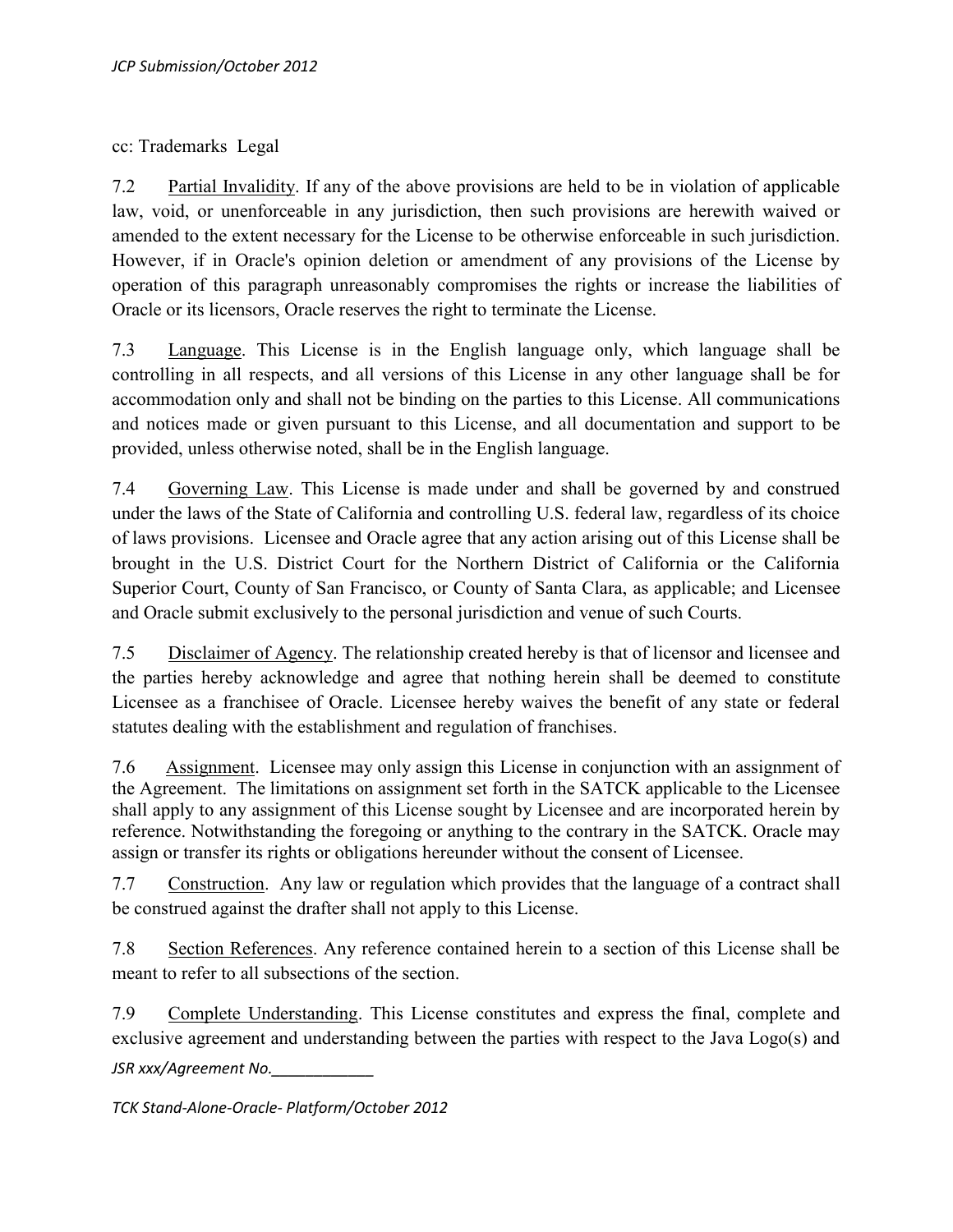cc: Trademarks Legal

7.2 Partial Invalidity. If any of the above provisions are held to be in violation of applicable law, void, or unenforceable in any jurisdiction, then such provisions are herewith waived or amended to the extent necessary for the License to be otherwise enforceable in such jurisdiction. However, if in Oracle's opinion deletion or amendment of any provisions of the License by operation of this paragraph unreasonably compromises the rights or increase the liabilities of Oracle or its licensors, Oracle reserves the right to terminate the License.

7.3 Language. This License is in the English language only, which language shall be controlling in all respects, and all versions of this License in any other language shall be for accommodation only and shall not be binding on the parties to this License. All communications and notices made or given pursuant to this License, and all documentation and support to be provided, unless otherwise noted, shall be in the English language.

7.4 Governing Law. This License is made under and shall be governed by and construed under the laws of the State of California and controlling U.S. federal law, regardless of its choice of laws provisions. Licensee and Oracle agree that any action arising out of this License shall be brought in the U.S. District Court for the Northern District of California or the California Superior Court, County of San Francisco, or County of Santa Clara, as applicable; and Licensee and Oracle submit exclusively to the personal jurisdiction and venue of such Courts.

7.5 Disclaimer of Agency. The relationship created hereby is that of licensor and licensee and the parties hereby acknowledge and agree that nothing herein shall be deemed to constitute Licensee as a franchisee of Oracle. Licensee hereby waives the benefit of any state or federal statutes dealing with the establishment and regulation of franchises.

7.6 Assignment. Licensee may only assign this License in conjunction with an assignment of the Agreement. The limitations on assignment set forth in the SATCK applicable to the Licensee shall apply to any assignment of this License sought by Licensee and are incorporated herein by reference. Notwithstanding the foregoing or anything to the contrary in the SATCK. Oracle may assign or transfer its rights or obligations hereunder without the consent of Licensee.

7.7 Construction. Any law or regulation which provides that the language of a contract shall be construed against the drafter shall not apply to this License.

7.8 Section References. Any reference contained herein to a section of this License shall be meant to refer to all subsections of the section.

7.9 Complete Understanding. This License constitutes and express the final, complete and exclusive agreement and understanding between the parties with respect to the Java Logo(s) and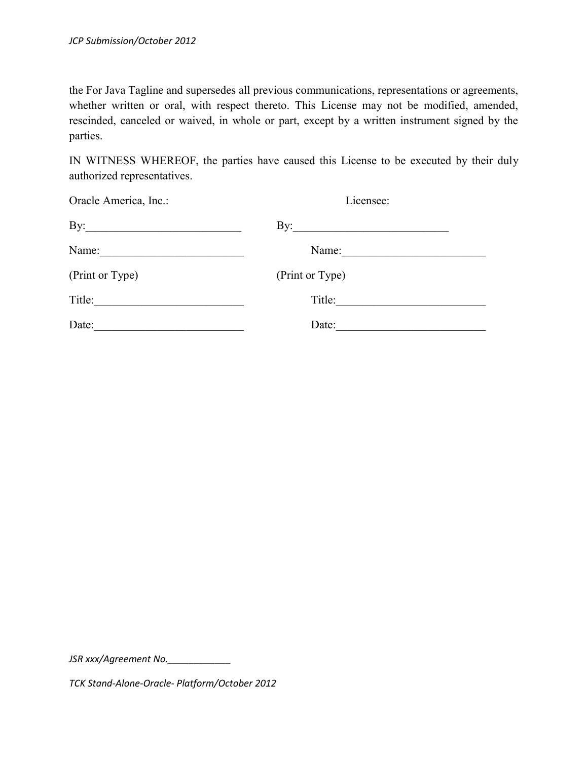the For Java Tagline and supersedes all previous communications, representations or agreements, whether written or oral, with respect thereto. This License may not be modified, amended, rescinded, canceled or waived, in whole or part, except by a written instrument signed by the parties.

IN WITNESS WHEREOF, the parties have caused this License to be executed by their duly authorized representatives.

| Oracle America, Inc.: | Licensee: |
|---|---|
| By:__________________________ | By:__________________________ |
| Name:________________________ | Name:________________________ |
| (Print or Type) | (Print or Type) |
| Title:_________________________ | Title:_________________________ |
| Date:_________________________ | Date:_________________________ |

*JSR xxx/Agreement No.____________*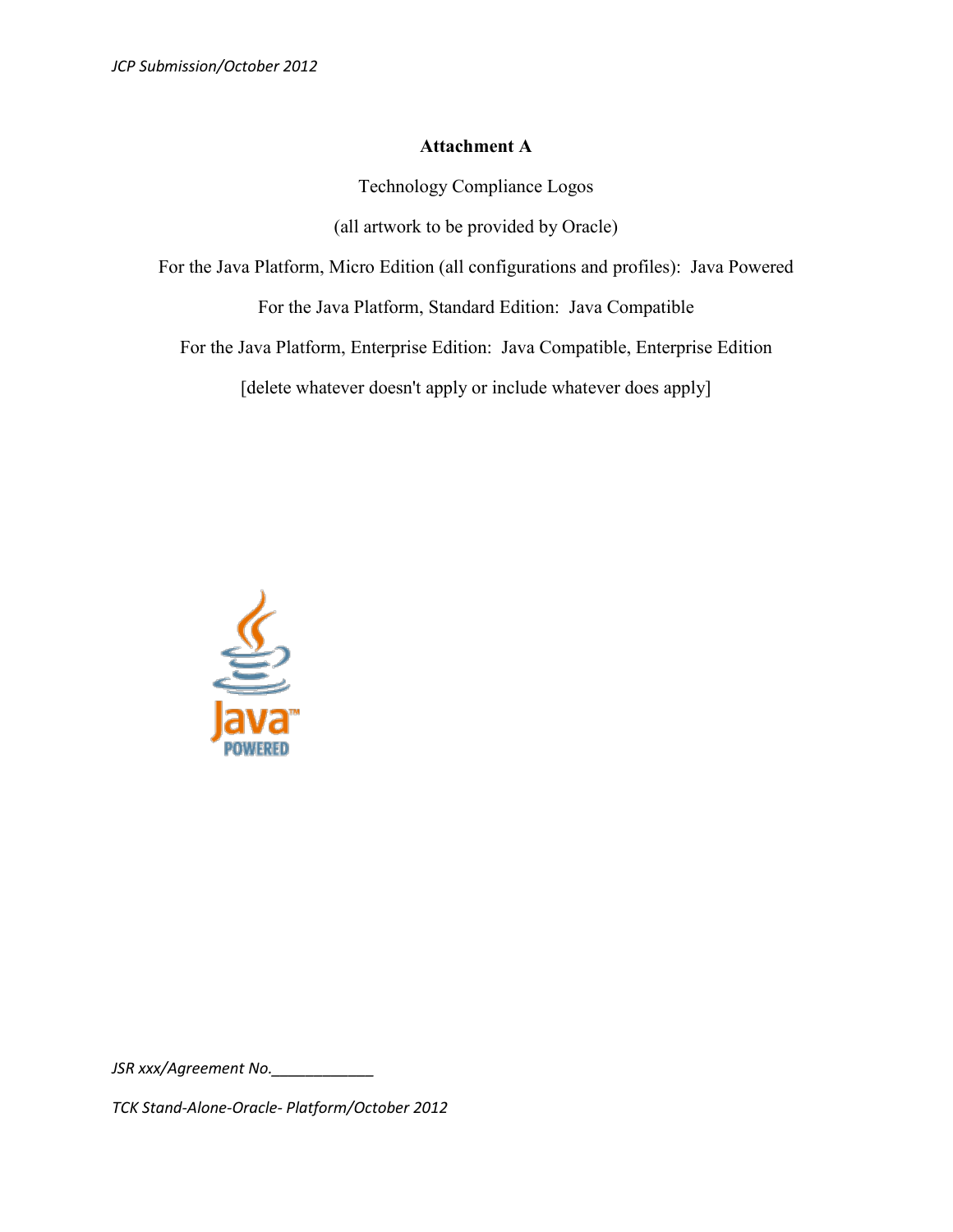**Attachment A**

Technology Compliance Logos

(all artwork to be provided by Oracle)

For the Java Platform, Micro Edition (all configurations and profiles): Java Powered

For the Java Platform, Standard Edition: Java Compatible

For the Java Platform, Enterprise Edition: Java Compatible, Enterprise Edition

[delete whatever doesn't apply or include whatever does apply]

*JSR xxx/Agreement No.____________*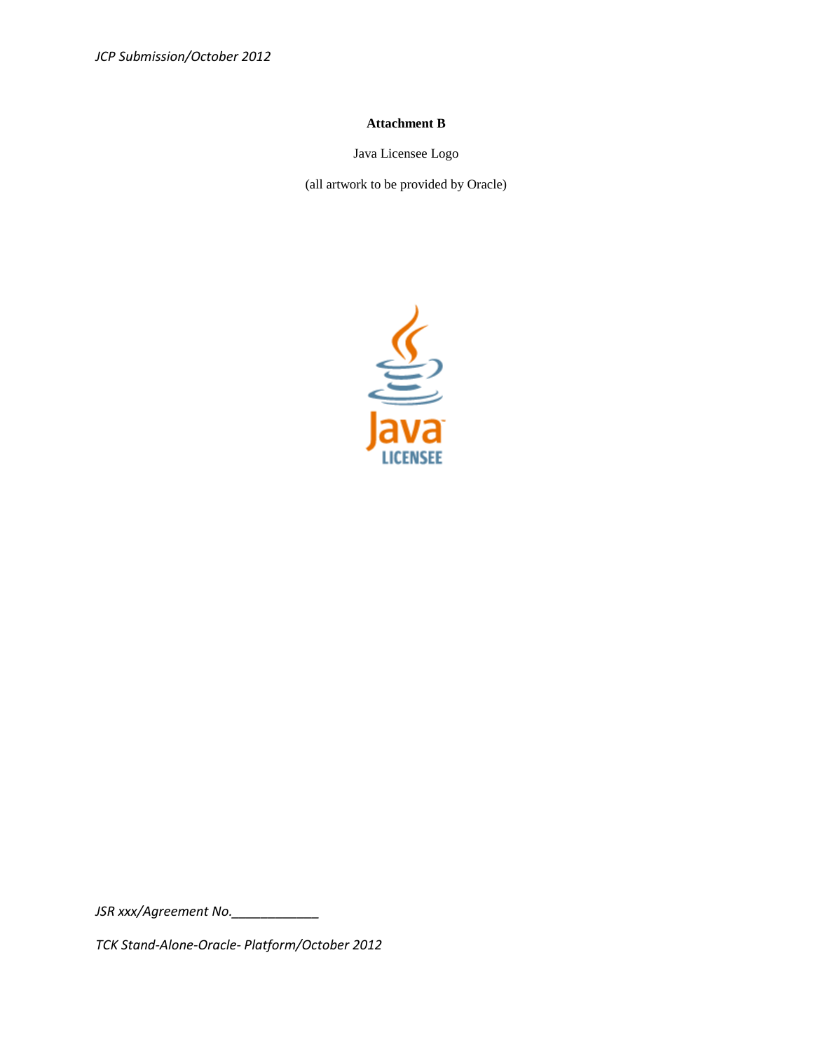**Attachment B**

Java Licensee Logo

(all artwork to be provided by Oracle)